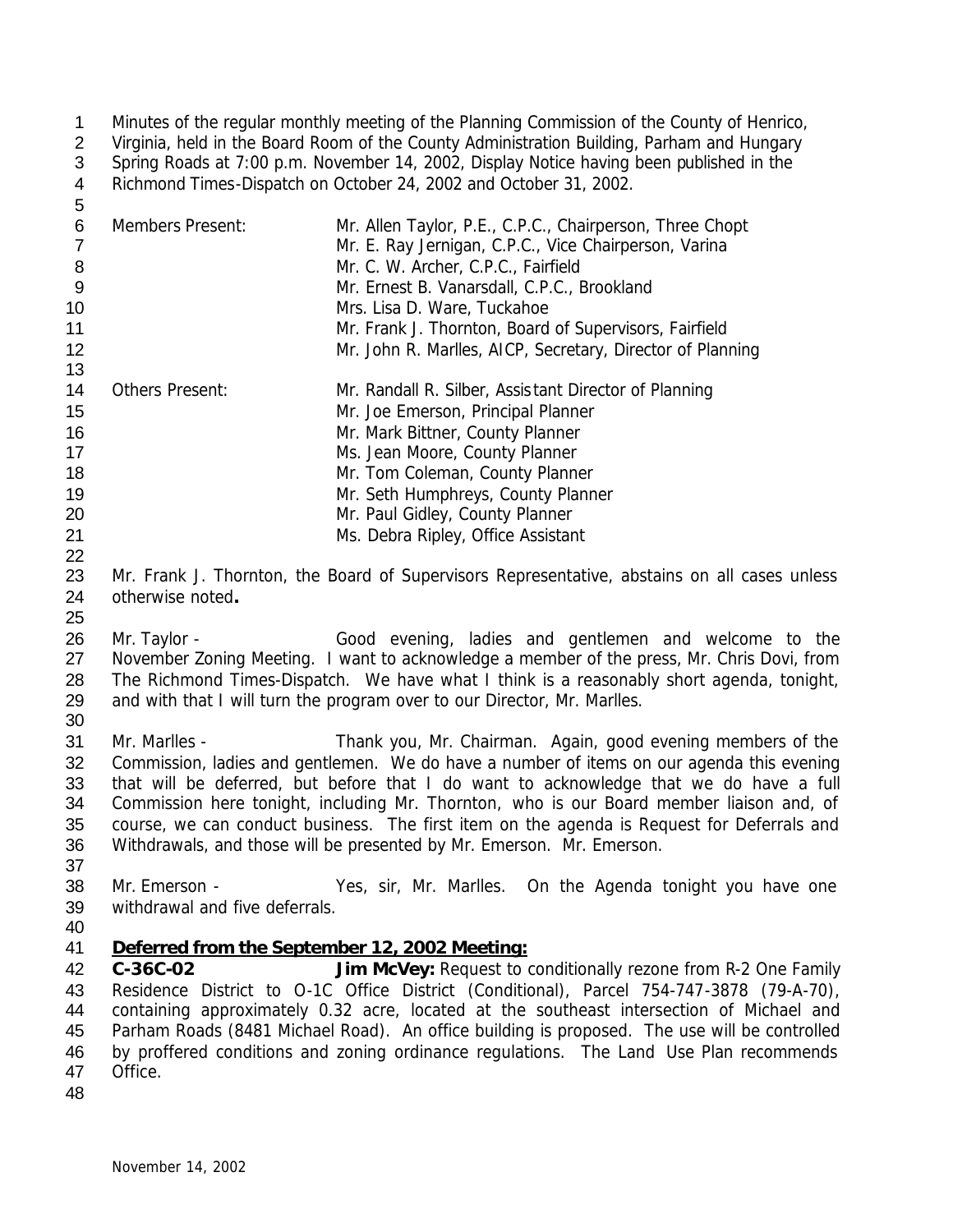Minutes of the regular monthly meeting of the Planning Commission of the County of Henrico, Virginia, held in the Board Room of the County Administration Building, Parham and Hungary Spring Roads at 7:00 p.m. November 14, 2002, Display Notice having been published in the Richmond Times-Dispatch on October 24, 2002 and October 31, 2002.

| | |
|---|---|
| Members Present: | Mr. Allen Taylor, P.E., C.P.C., Chairperson, Three Chopt |
| | Mr. E. Ray Jernigan, C.P.C., Vice Chairperson, Varina |
| | Mr. C. W. Archer, C.P.C., Fairfield |
| | Mr. Ernest B. Vanarsdall, C.P.C., Brookland |
| | Mrs. Lisa D. Ware, Tuckahoe |
| | Mr. Frank J. Thornton, Board of Supervisors, Fairfield |
| | Mr. John R. Marlles, AICP, Secretary, Director of Planning |
| Others Present: | Mr. Randall R. Silber, Assistant Director of Planning |
| | Mr. Joe Emerson, Principal Planner |
| | Mr. Mark Bittner, County Planner |
| | Ms. Jean Moore, County Planner |
| | Mr. Tom Coleman, County Planner |
| | Mr. Seth Humphreys, County Planner |
| | Mr. Paul Gidley, County Planner |
| | Ms. Debra Ripley, Office Assistant |

Mr. Frank J. Thornton, the Board of Supervisors Representative, abstains on all cases unless otherwise noted**.**

Mr. Taylor - Good evening, ladies and gentlemen and welcome to the November Zoning Meeting. I want to acknowledge a member of the press, Mr. Chris Dovi, from The Richmond Times-Dispatch. We have what I think is a reasonably short agenda, tonight, and with that I will turn the program over to our Director, Mr. Marlles.

Mr. Marlles - Thank you, Mr. Chairman. Again, good evening members of the Commission, ladies and gentlemen. We do have a number of items on our agenda this evening that will be deferred, but before that I do want to acknowledge that we do have a full Commission here tonight, including Mr. Thornton, who is our Board member liaison and, of course, we can conduct business. The first item on the agenda is Request for Deferrals and Withdrawals, and those will be presented by Mr. Emerson. Mr. Emerson.

Mr. Emerson - Yes, sir, Mr. Marlles. On the Agenda tonight you have one withdrawal and five deferrals.

**Deferred from the September 12, 2002 Meeting:**

**C-36C-02 Jim McVey:** Request to conditionally rezone from R-2 One Family Residence District to O-1C Office District (Conditional), Parcel 754-747-3878 (79-A-70), containing approximately 0.32 acre, located at the southeast intersection of Michael and Parham Roads (8481 Michael Road). An office building is proposed. The use will be controlled by proffered conditions and zoning ordinance regulations. The Land Use Plan recommends Office.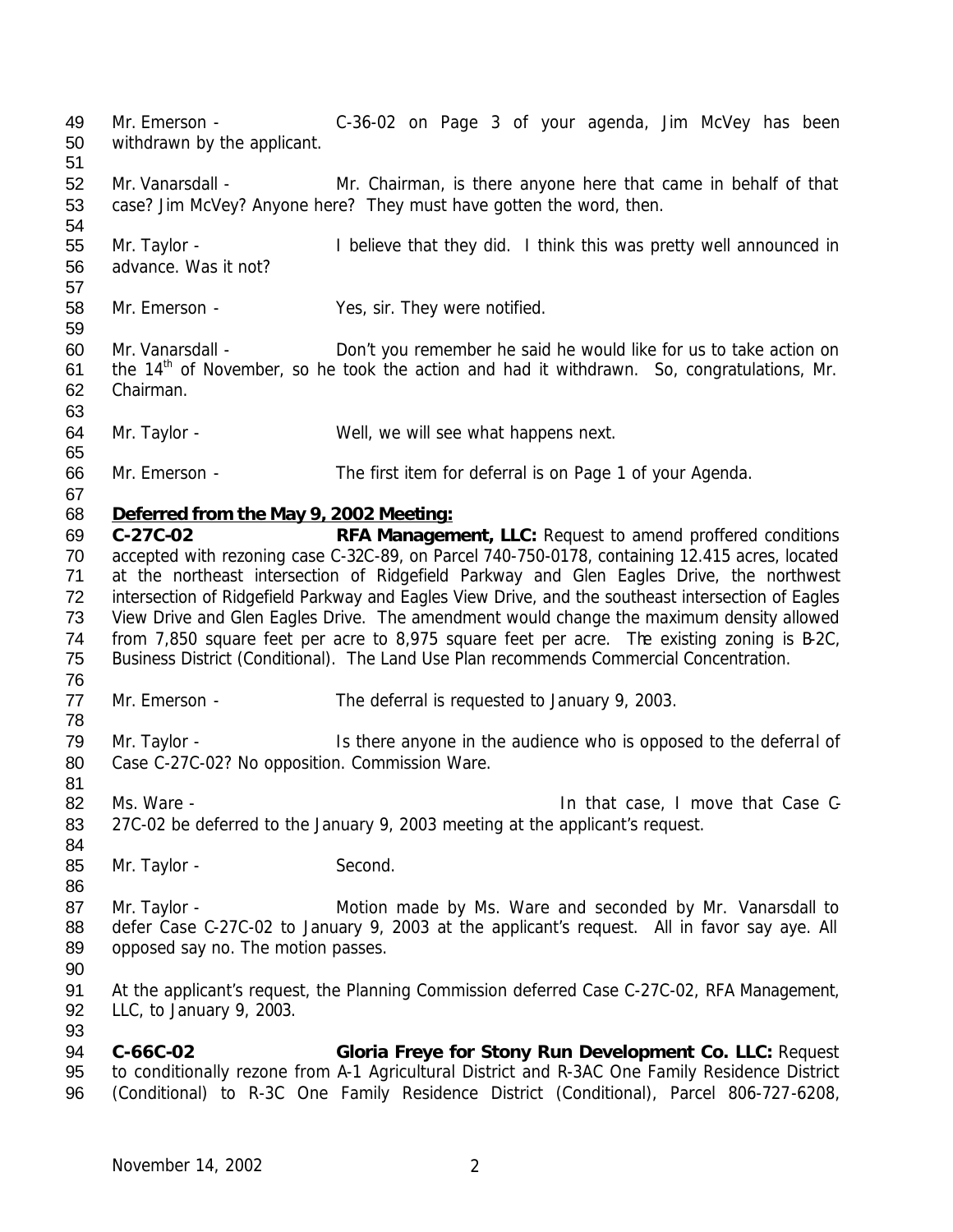Mr. Emerson - C-36-02 on Page 3 of your agenda, Jim McVey has been withdrawn by the applicant.

Mr. Vanarsdall - Mr. Chairman, is there anyone here that came in behalf of that case? Jim McVey? Anyone here? They must have gotten the word, then.

Mr. Taylor - I believe that they did. I think this was pretty well announced in advance. Was it not?

Mr. Emerson - Yes, sir. They were notified.

Mr. Vanarsdall - Don't you remember he said he would like for us to take action on the 14th of November, so he took the action and had it withdrawn. So, congratulations, Mr. Chairman.

Mr. Taylor - Well, we will see what happens next.

Mr. Emerson - The first item for deferral is on Page 1 of your Agenda.

**Deferred from the May 9, 2002 Meeting:**

**C-27C-02 RFA Management, LLC:** Request to amend proffered conditions accepted with rezoning case C-32C-89, on Parcel 740-750-0178, containing 12.415 acres, located at the northeast intersection of Ridgefield Parkway and Glen Eagles Drive, the northwest intersection of Ridgefield Parkway and Eagles View Drive, and the southeast intersection of Eagles View Drive and Glen Eagles Drive. The amendment would change the maximum density allowed from 7,850 square feet per acre to 8,975 square feet per acre. The existing zoning is B-2C, Business District (Conditional). The Land Use Plan recommends Commercial Concentration.

Mr. Emerson - The deferral is requested to January 9, 2003.

Mr. Taylor - Is there anyone in the audience who is opposed to the deferral of Case C-27C-02? No opposition. Commission Ware.

Ms. Ware - In that case, I move that Case C-27C-02 be deferred to the January 9, 2003 meeting at the applicant's request.

Mr. Taylor - Second.

Mr. Taylor - Motion made by Ms. Ware and seconded by Mr. Vanarsdall to defer Case C-27C-02 to January 9, 2003 at the applicant's request. All in favor say aye. All opposed say no. The motion passes.

At the applicant's request, the Planning Commission deferred Case C-27C-02, RFA Management, LLC, to January 9, 2003.

**C-66C-02 Gloria Freye for Stony Run Development Co. LLC:** Request to conditionally rezone from A-1 Agricultural District and R-3AC One Family Residence District (Conditional) to R-3C One Family Residence District (Conditional), Parcel 806-727-6208,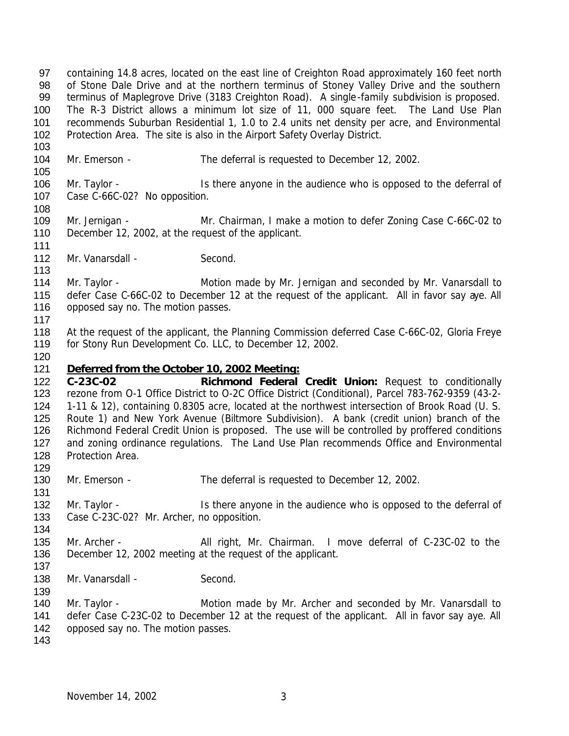containing 14.8 acres, located on the east line of Creighton Road approximately 160 feet north of Stone Dale Drive and at the northern terminus of Stoney Valley Drive and the southern terminus of Maplegrove Drive (3183 Creighton Road). A single-family subdivision is proposed. The R-3 District allows a minimum lot size of 11, 000 square feet. The Land Use Plan recommends Suburban Residential 1, 1.0 to 2.4 units net density per acre, and Environmental Protection Area. The site is also in the Airport Safety Overlay District.

Mr. Emerson - The deferral is requested to December 12, 2002.

Mr. Taylor - Is there anyone in the audience who is opposed to the deferral of Case C-66C-02? No opposition.

Mr. Jernigan - Mr. Chairman, I make a motion to defer Zoning Case C-66C-02 to December 12, 2002, at the request of the applicant.

Mr. Vanarsdall - Second.

Mr. Taylor - Motion made by Mr. Jernigan and seconded by Mr. Vanarsdall to defer Case C-66C-02 to December 12 at the request of the applicant. All in favor say aye. All opposed say no. The motion passes.

At the request of the applicant, the Planning Commission deferred Case C-66C-02, Gloria Freye for Stony Run Development Co. LLC, to December 12, 2002.

**Deferred from the October 10, 2002 Meeting:**

**C-23C-02** **Richmond Federal Credit Union:** Request to conditionally rezone from O-1 Office District to O-2C Office District (Conditional), Parcel 783-762-9359 (43-2-1-11 & 12), containing 0.8305 acre, located at the northwest intersection of Brook Road (U. S. Route 1) and New York Avenue (Biltmore Subdivision). A bank (credit union) branch of the Richmond Federal Credit Union is proposed. The use will be controlled by proffered conditions and zoning ordinance regulations. The Land Use Plan recommends Office and Environmental Protection Area.

Mr. Emerson - The deferral is requested to December 12, 2002.

Mr. Taylor - Is there anyone in the audience who is opposed to the deferral of Case C-23C-02? Mr. Archer, no opposition.

Mr. Archer - All right, Mr. Chairman. I move deferral of C-23C-02 to the December 12, 2002 meeting at the request of the applicant.

Mr. Vanarsdall - Second.

Mr. Taylor - Motion made by Mr. Archer and seconded by Mr. Vanarsdall to defer Case C-23C-02 to December 12 at the request of the applicant. All in favor say aye. All opposed say no. The motion passes.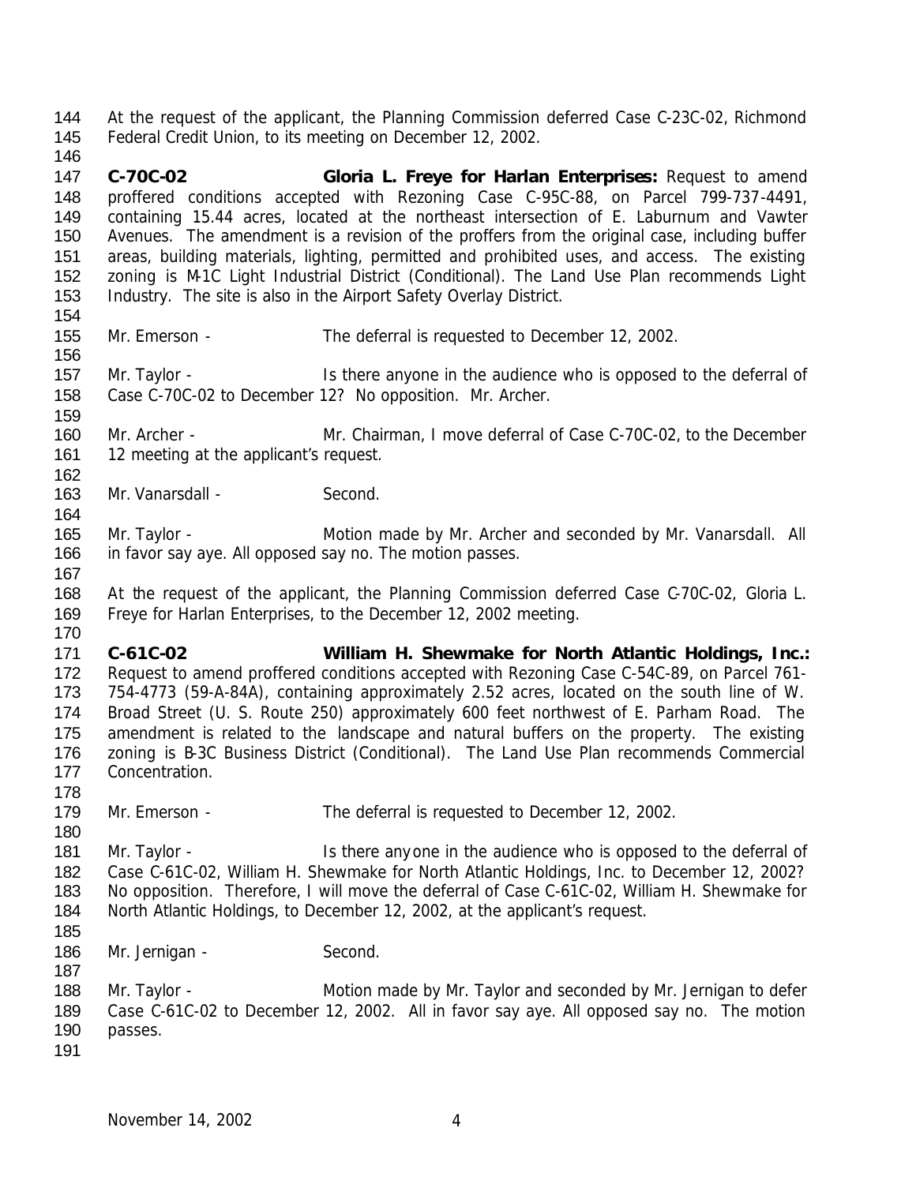At the request of the applicant, the Planning Commission deferred Case C-23C-02, Richmond Federal Credit Union, to its meeting on December 12, 2002.

**C-70C-02 Gloria L. Freye for Harlan Enterprises:** Request to amend proffered conditions accepted with Rezoning Case C-95C-88, on Parcel 799-737-4491, containing 15.44 acres, located at the northeast intersection of E. Laburnum and Vawter Avenues. The amendment is a revision of the proffers from the original case, including buffer areas, building materials, lighting, permitted and prohibited uses, and access. The existing zoning is M-1C Light Industrial District (Conditional). The Land Use Plan recommends Light Industry. The site is also in the Airport Safety Overlay District.

Mr. Emerson - The deferral is requested to December 12, 2002.

Mr. Taylor - Is there anyone in the audience who is opposed to the deferral of Case C-70C-02 to December 12? No opposition. Mr. Archer.

Mr. Archer - Mr. Chairman, I move deferral of Case C-70C-02, to the December 12 meeting at the applicant's request.

Mr. Vanarsdall - Second.

Mr. Taylor - Motion made by Mr. Archer and seconded by Mr. Vanarsdall. All in favor say aye. All opposed say no. The motion passes.

At the request of the applicant, the Planning Commission deferred Case C-70C-02, Gloria L. Freye for Harlan Enterprises, to the December 12, 2002 meeting.

**C-61C-02 William H. Shewmake for North Atlantic Holdings, Inc.:** Request to amend proffered conditions accepted with Rezoning Case C-54C-89, on Parcel 761-754-4773 (59-A-84A), containing approximately 2.52 acres, located on the south line of W. Broad Street (U. S. Route 250) approximately 600 feet northwest of E. Parham Road. The amendment is related to the landscape and natural buffers on the property. The existing zoning is B-3C Business District (Conditional). The Land Use Plan recommends Commercial Concentration.

Mr. Emerson - The deferral is requested to December 12, 2002.

Mr. Taylor - Is there anyone in the audience who is opposed to the deferral of Case C-61C-02, William H. Shewmake for North Atlantic Holdings, Inc. to December 12, 2002? No opposition. Therefore, I will move the deferral of Case C-61C-02, William H. Shewmake for North Atlantic Holdings, to December 12, 2002, at the applicant's request.

Mr. Jernigan - Second.

Mr. Taylor - Motion made by Mr. Taylor and seconded by Mr. Jernigan to defer Case C-61C-02 to December 12, 2002. All in favor say aye. All opposed say no. The motion passes.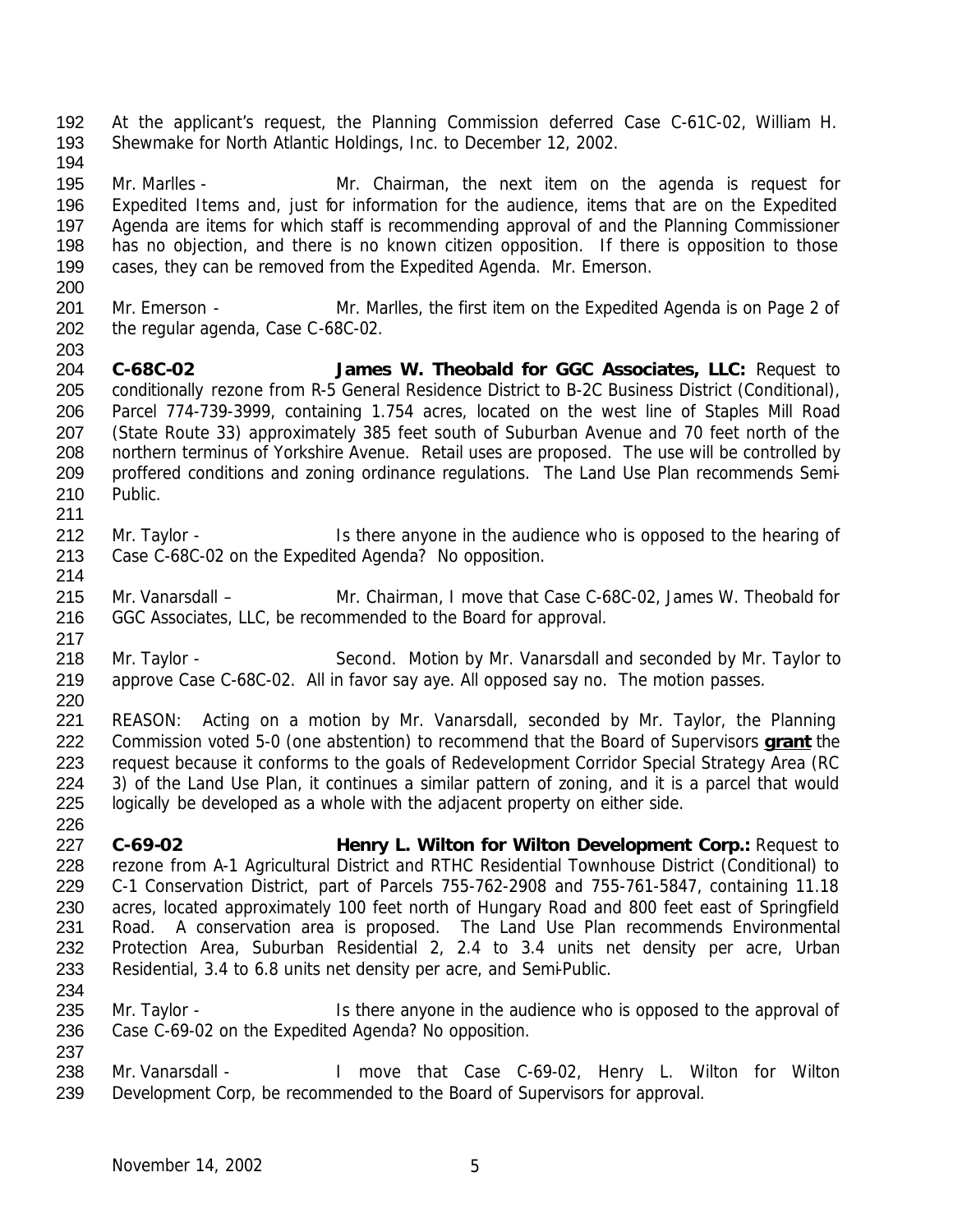At the applicant's request, the Planning Commission deferred Case C-61C-02, William H. Shewmake for North Atlantic Holdings, Inc. to December 12, 2002.

Mr. Marlles - Mr. Chairman, the next item on the agenda is request for Expedited Items and, just for information for the audience, items that are on the Expedited Agenda are items for which staff is recommending approval of and the Planning Commissioner has no objection, and there is no known citizen opposition. If there is opposition to those cases, they can be removed from the Expedited Agenda. Mr. Emerson.

Mr. Emerson - Mr. Marlles, the first item on the Expedited Agenda is on Page 2 of the regular agenda, Case C-68C-02.

**C-68C-02 James W. Theobald for GGC Associates, LLC:** Request to conditionally rezone from R-5 General Residence District to B-2C Business District (Conditional), Parcel 774-739-3999, containing 1.754 acres, located on the west line of Staples Mill Road (State Route 33) approximately 385 feet south of Suburban Avenue and 70 feet north of the northern terminus of Yorkshire Avenue. Retail uses are proposed. The use will be controlled by proffered conditions and zoning ordinance regulations. The Land Use Plan recommends Semi-Public.

Mr. Taylor - Is there anyone in the audience who is opposed to the hearing of Case C-68C-02 on the Expedited Agenda? No opposition.

Mr. Vanarsdall – Mr. Chairman, I move that Case C-68C-02, James W. Theobald for GGC Associates, LLC, be recommended to the Board for approval.

Mr. Taylor - Second. Motion by Mr. Vanarsdall and seconded by Mr. Taylor to approve Case C-68C-02. All in favor say aye. All opposed say no. The motion passes.

REASON: Acting on a motion by Mr. Vanarsdall, seconded by Mr. Taylor, the Planning Commission voted 5-0 (one abstention) to recommend that the Board of Supervisors **grant** the request because it conforms to the goals of Redevelopment Corridor Special Strategy Area (RC 3) of the Land Use Plan, it continues a similar pattern of zoning, and it is a parcel that would logically be developed as a whole with the adjacent property on either side.

**C-69-02 Henry L. Wilton for Wilton Development Corp.:** Request to rezone from A-1 Agricultural District and RTHC Residential Townhouse District (Conditional) to C-1 Conservation District, part of Parcels 755-762-2908 and 755-761-5847, containing 11.18 acres, located approximately 100 feet north of Hungary Road and 800 feet east of Springfield Road. A conservation area is proposed. The Land Use Plan recommends Environmental Protection Area, Suburban Residential 2, 2.4 to 3.4 units net density per acre, Urban Residential, 3.4 to 6.8 units net density per acre, and Semi-Public.

Mr. Taylor - Is there anyone in the audience who is opposed to the approval of Case C-69-02 on the Expedited Agenda? No opposition.

Mr. Vanarsdall - I move that Case C-69-02, Henry L. Wilton for Wilton Development Corp, be recommended to the Board of Supervisors for approval.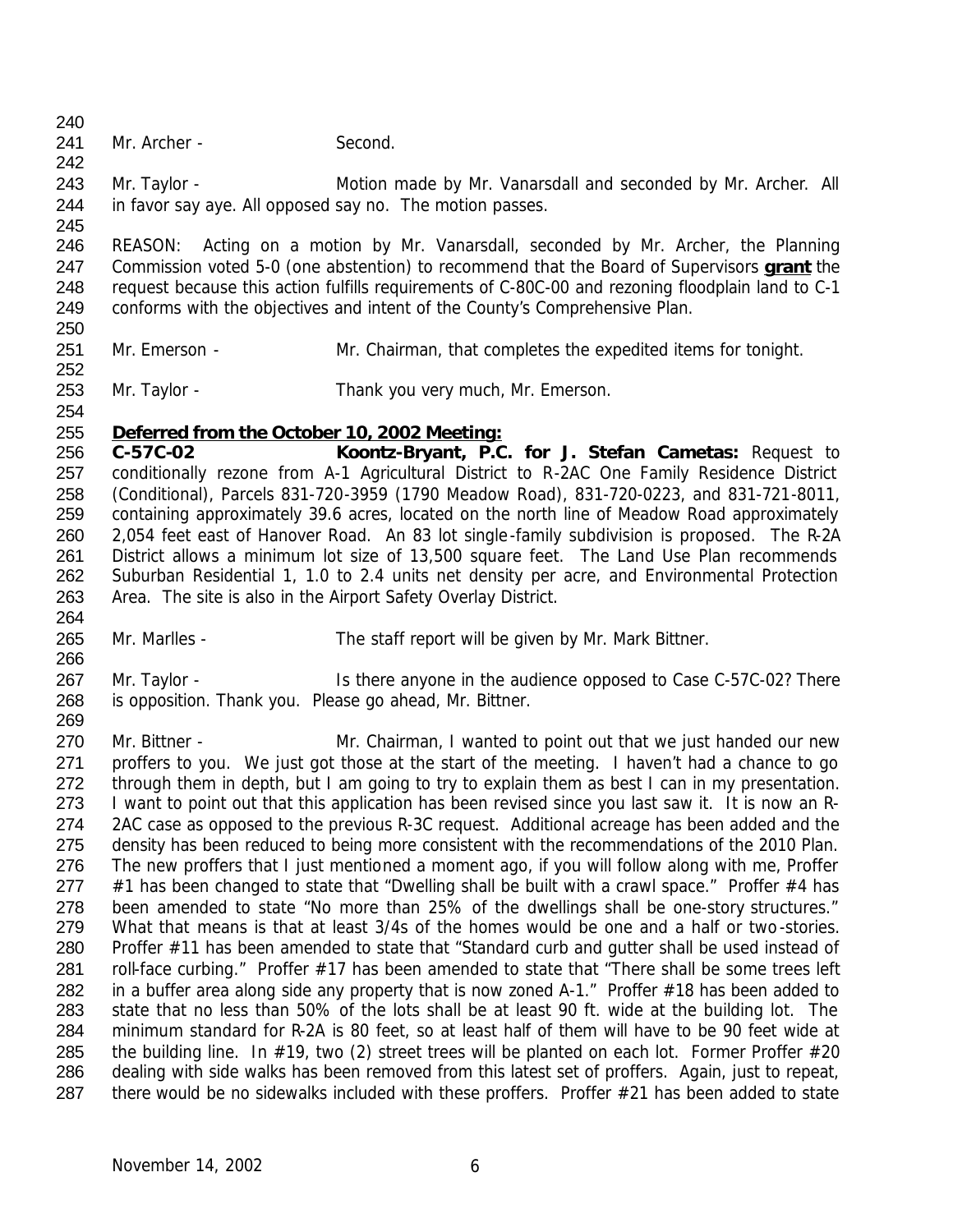Mr. Archer - Second.

Mr. Taylor - Motion made by Mr. Vanarsdall and seconded by Mr. Archer. All in favor say aye. All opposed say no. The motion passes.

REASON: Acting on a motion by Mr. Vanarsdall, seconded by Mr. Archer, the Planning Commission voted 5-0 (one abstention) to recommend that the Board of Supervisors **grant** the request because this action fulfills requirements of C-80C-00 and rezoning floodplain land to C-1 conforms with the objectives and intent of the County's Comprehensive Plan.

Mr. Emerson - Mr. Chairman, that completes the expedited items for tonight.

Mr. Taylor - Thank you very much, Mr. Emerson.

**Deferred from the October 10, 2002 Meeting:**

**C-57C-02 Koontz-Bryant, P.C. for J. Stefan Cametas:** Request to conditionally rezone from A-1 Agricultural District to R-2AC One Family Residence District (Conditional), Parcels 831-720-3959 (1790 Meadow Road), 831-720-0223, and 831-721-8011, containing approximately 39.6 acres, located on the north line of Meadow Road approximately 2,054 feet east of Hanover Road. An 83 lot single-family subdivision is proposed. The R-2A District allows a minimum lot size of 13,500 square feet. The Land Use Plan recommends Suburban Residential 1, 1.0 to 2.4 units net density per acre, and Environmental Protection Area. The site is also in the Airport Safety Overlay District.

Mr. Marlles - The staff report will be given by Mr. Mark Bittner.

Mr. Taylor - Is there anyone in the audience opposed to Case C-57C-02? There is opposition. Thank you. Please go ahead, Mr. Bittner.

Mr. Bittner - Mr. Chairman, I wanted to point out that we just handed our new proffers to you. We just got those at the start of the meeting. I haven't had a chance to go through them in depth, but I am going to try to explain them as best I can in my presentation. I want to point out that this application has been revised since you last saw it. It is now an R-2AC case as opposed to the previous R-3C request. Additional acreage has been added and the density has been reduced to being more consistent with the recommendations of the 2010 Plan. The new proffers that I just mentioned a moment ago, if you will follow along with me, Proffer #1 has been changed to state that "Dwelling shall be built with a crawl space." Proffer #4 has been amended to state "No more than 25% of the dwellings shall be one-story structures." What that means is that at least 3/4s of the homes would be one and a half or two-stories. Proffer #11 has been amended to state that "Standard curb and gutter shall be used instead of roll-face curbing." Proffer #17 has been amended to state that "There shall be some trees left in a buffer area along side any property that is now zoned A-1." Proffer #18 has been added to state that no less than 50% of the lots shall be at least 90 ft. wide at the building lot. The minimum standard for R-2A is 80 feet, so at least half of them will have to be 90 feet wide at the building line. In #19, two (2) street trees will be planted on each lot. Former Proffer #20 dealing with side walks has been removed from this latest set of proffers. Again, just to repeat, there would be no sidewalks included with these proffers. Proffer #21 has been added to state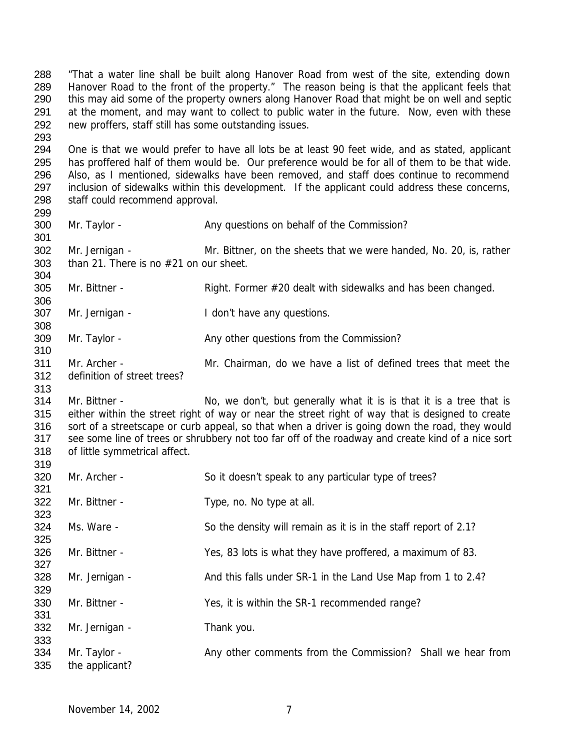"That a water line shall be built along Hanover Road from west of the site, extending down Hanover Road to the front of the property." The reason being is that the applicant feels that this may aid some of the property owners along Hanover Road that might be on well and septic at the moment, and may want to collect to public water in the future. Now, even with these new proffers, staff still has some outstanding issues.

One is that we would prefer to have all lots be at least 90 feet wide, and as stated, applicant has proffered half of them would be. Our preference would be for all of them to be that wide. Also, as I mentioned, sidewalks have been removed, and staff does continue to recommend inclusion of sidewalks within this development. If the applicant could address these concerns, staff could recommend approval.

Mr. Taylor - Any questions on behalf of the Commission?

Mr. Jernigan - Mr. Bittner, on the sheets that we were handed, No. 20, is, rather than 21. There is no #21 on our sheet.

Mr. Bittner - Right. Former #20 dealt with sidewalks and has been changed.

Mr. Jernigan - I don't have any questions.

Mr. Taylor - Any other questions from the Commission?

Mr. Archer - Mr. Chairman, do we have a list of defined trees that meet the definition of street trees?

Mr. Bittner - No, we don't, but generally what it is is that it is a tree that is either within the street right of way or near the street right of way that is designed to create sort of a streetscape or curb appeal, so that when a driver is going down the road, they would see some line of trees or shrubbery not too far off of the roadway and create kind of a nice sort of little symmetrical affect.

Mr. Archer - So it doesn't speak to any particular type of trees?

Mr. Bittner - Type, no. No type at all.

Ms. Ware - So the density will remain as it is in the staff report of 2.1?

Mr. Bittner - Yes, 83 lots is what they have proffered, a maximum of 83.

Mr. Jernigan - And this falls under SR-1 in the Land Use Map from 1 to 2.4?

Mr. Bittner - Yes, it is within the SR-1 recommended range?

Mr. Jernigan - Thank you.

Mr. Taylor - Any other comments from the Commission? Shall we hear from the applicant?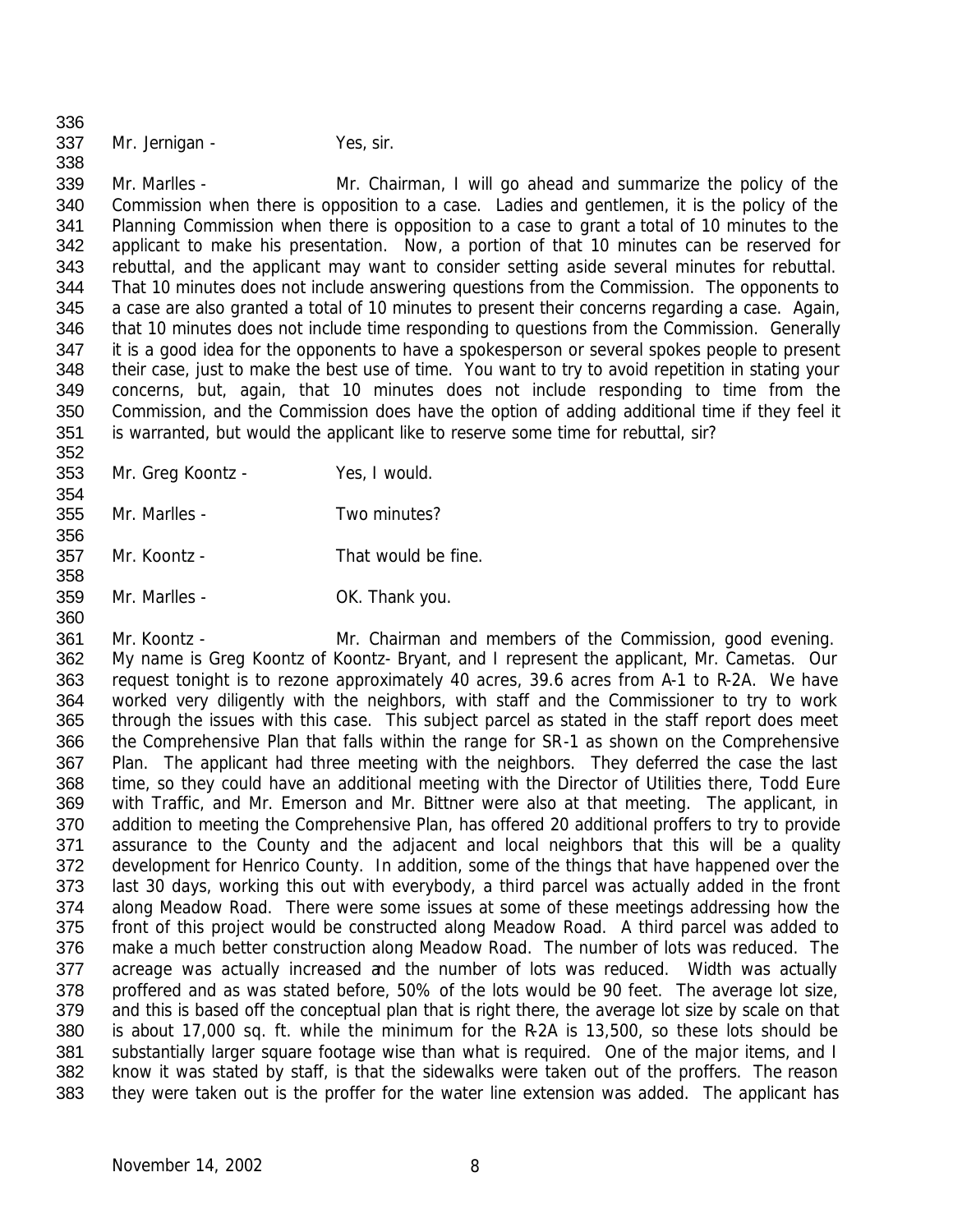Mr. Jernigan - Yes, sir.

Mr. Marlles - Mr. Chairman, I will go ahead and summarize the policy of the Commission when there is opposition to a case. Ladies and gentlemen, it is the policy of the Planning Commission when there is opposition to a case to grant a total of 10 minutes to the applicant to make his presentation. Now, a portion of that 10 minutes can be reserved for rebuttal, and the applicant may want to consider setting aside several minutes for rebuttal. That 10 minutes does not include answering questions from the Commission. The opponents to a case are also granted a total of 10 minutes to present their concerns regarding a case. Again, that 10 minutes does not include time responding to questions from the Commission. Generally it is a good idea for the opponents to have a spokesperson or several spokes people to present their case, just to make the best use of time. You want to try to avoid repetition in stating your concerns, but, again, that 10 minutes does not include responding to time from the Commission, and the Commission does have the option of adding additional time if they feel it is warranted, but would the applicant like to reserve some time for rebuttal, sir?

Mr. Greg Koontz - Yes, I would.

Mr. Marlles - Two minutes?

Mr. Koontz - That would be fine.

Mr. Marlles - OK. Thank you.

Mr. Koontz - Mr. Chairman and members of the Commission, good evening. My name is Greg Koontz of Koontz- Bryant, and I represent the applicant, Mr. Cametas. Our request tonight is to rezone approximately 40 acres, 39.6 acres from A-1 to R-2A. We have worked very diligently with the neighbors, with staff and the Commissioner to try to work through the issues with this case. This subject parcel as stated in the staff report does meet the Comprehensive Plan that falls within the range for SR-1 as shown on the Comprehensive Plan. The applicant had three meeting with the neighbors. They deferred the case the last time, so they could have an additional meeting with the Director of Utilities there, Todd Eure with Traffic, and Mr. Emerson and Mr. Bittner were also at that meeting. The applicant, in addition to meeting the Comprehensive Plan, has offered 20 additional proffers to try to provide assurance to the County and the adjacent and local neighbors that this will be a quality development for Henrico County. In addition, some of the things that have happened over the last 30 days, working this out with everybody, a third parcel was actually added in the front along Meadow Road. There were some issues at some of these meetings addressing how the front of this project would be constructed along Meadow Road. A third parcel was added to make a much better construction along Meadow Road. The number of lots was reduced. The acreage was actually increased and the number of lots was reduced. Width was actually proffered and as was stated before, 50% of the lots would be 90 feet. The average lot size, and this is based off the conceptual plan that is right there, the average lot size by scale on that is about 17,000 sq. ft. while the minimum for the R-2A is 13,500, so these lots should be substantially larger square footage wise than what is required. One of the major items, and I know it was stated by staff, is that the sidewalks were taken out of the proffers. The reason they were taken out is the proffer for the water line extension was added. The applicant has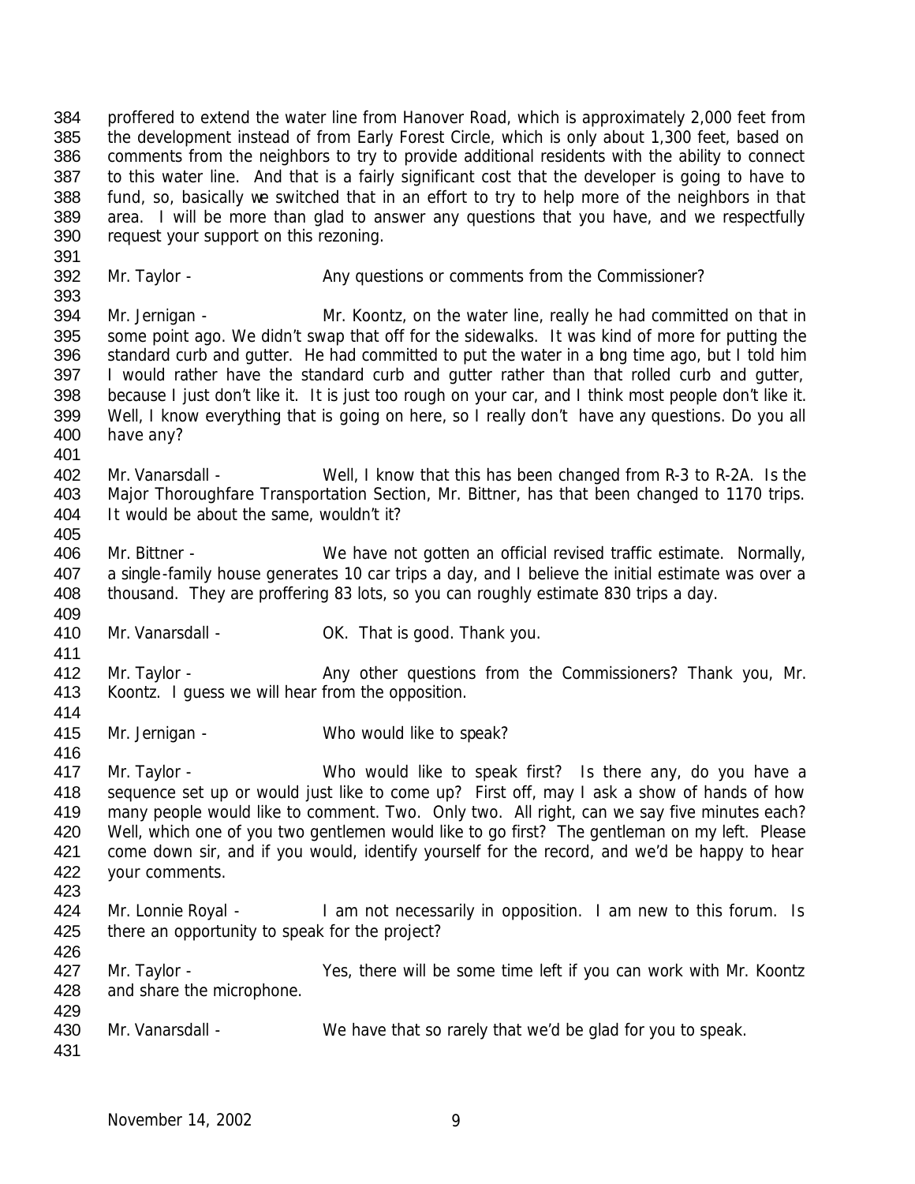proffered to extend the water line from Hanover Road, which is approximately 2,000 feet from the development instead of from Early Forest Circle, which is only about 1,300 feet, based on comments from the neighbors to try to provide additional residents with the ability to connect to this water line. And that is a fairly significant cost that the developer is going to have to fund, so, basically we switched that in an effort to try to help more of the neighbors in that area. I will be more than glad to answer any questions that you have, and we respectfully request your support on this rezoning.

Mr. Taylor - Any questions or comments from the Commissioner?

Mr. Jernigan - Mr. Koontz, on the water line, really he had committed on that in some point ago. We didn't swap that off for the sidewalks. It was kind of more for putting the standard curb and gutter. He had committed to put the water in a long time ago, but I told him I would rather have the standard curb and gutter rather than that rolled curb and gutter, because I just don't like it. It is just too rough on your car, and I think most people don't like it. Well, I know everything that is going on here, so I really don't have any questions. Do you all have any?

Mr. Vanarsdall - Well, I know that this has been changed from R-3 to R-2A. Is the Major Thoroughfare Transportation Section, Mr. Bittner, has that been changed to 1170 trips. It would be about the same, wouldn't it?

Mr. Bittner - We have not gotten an official revised traffic estimate. Normally, a single-family house generates 10 car trips a day, and I believe the initial estimate was over a thousand. They are proffering 83 lots, so you can roughly estimate 830 trips a day.

Mr. Vanarsdall - OK. That is good. Thank you.

Mr. Taylor - Any other questions from the Commissioners? Thank you, Mr. Koontz. I guess we will hear from the opposition.

Mr. Jernigan - Who would like to speak?

Mr. Taylor - Who would like to speak first? Is there any, do you have a sequence set up or would just like to come up? First off, may I ask a show of hands of how many people would like to comment. Two. Only two. All right, can we say five minutes each? Well, which one of you two gentlemen would like to go first? The gentleman on my left. Please come down sir, and if you would, identify yourself for the record, and we'd be happy to hear your comments.

Mr. Lonnie Royal - I am not necessarily in opposition. I am new to this forum. Is there an opportunity to speak for the project?

Mr. Taylor - Yes, there will be some time left if you can work with Mr. Koontz and share the microphone.

Mr. Vanarsdall - We have that so rarely that we'd be glad for you to speak.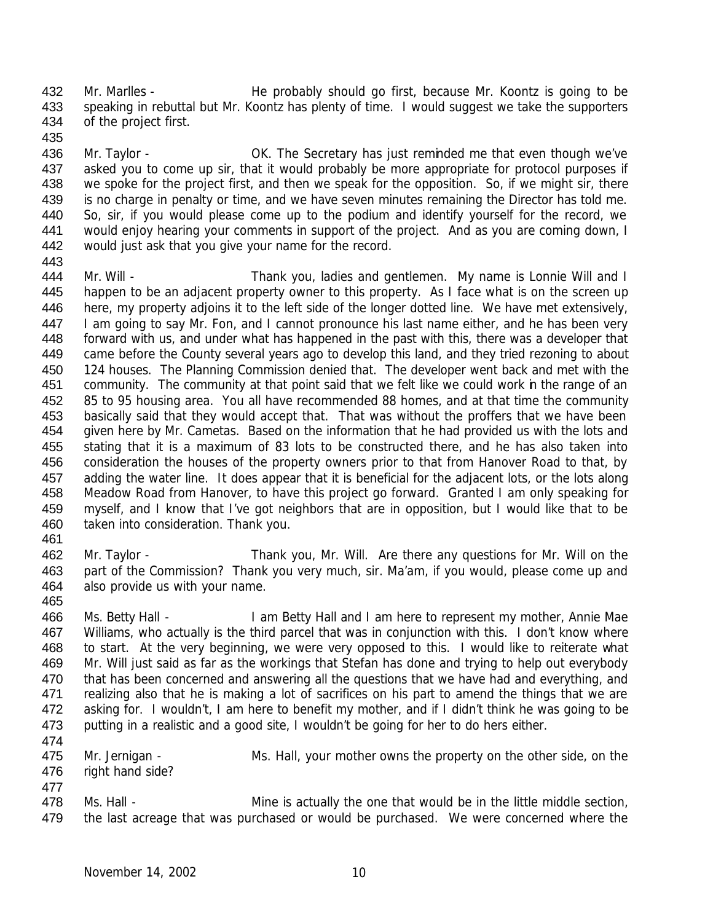Mr. Marlles - He probably should go first, because Mr. Koontz is going to be speaking in rebuttal but Mr. Koontz has plenty of time. I would suggest we take the supporters of the project first.

Mr. Taylor - OK. The Secretary has just reminded me that even though we've asked you to come up sir, that it would probably be more appropriate for protocol purposes if we spoke for the project first, and then we speak for the opposition. So, if we might sir, there is no charge in penalty or time, and we have seven minutes remaining the Director has told me. So, sir, if you would please come up to the podium and identify yourself for the record, we would enjoy hearing your comments in support of the project. And as you are coming down, I would just ask that you give your name for the record.

Mr. Will - Thank you, ladies and gentlemen. My name is Lonnie Will and I happen to be an adjacent property owner to this property. As I face what is on the screen up here, my property adjoins it to the left side of the longer dotted line. We have met extensively, I am going to say Mr. Fon, and I cannot pronounce his last name either, and he has been very forward with us, and under what has happened in the past with this, there was a developer that came before the County several years ago to develop this land, and they tried rezoning to about 124 houses. The Planning Commission denied that. The developer went back and met with the community. The community at that point said that we felt like we could work in the range of an 85 to 95 housing area. You all have recommended 88 homes, and at that time the community basically said that they would accept that. That was without the proffers that we have been given here by Mr. Cametas. Based on the information that he had provided us with the lots and stating that it is a maximum of 83 lots to be constructed there, and he has also taken into consideration the houses of the property owners prior to that from Hanover Road to that, by adding the water line. It does appear that it is beneficial for the adjacent lots, or the lots along Meadow Road from Hanover, to have this project go forward. Granted I am only speaking for myself, and I know that I've got neighbors that are in opposition, but I would like that to be taken into consideration. Thank you.

Mr. Taylor - Thank you, Mr. Will. Are there any questions for Mr. Will on the part of the Commission? Thank you very much, sir. Ma'am, if you would, please come up and also provide us with your name.

Ms. Betty Hall - I am Betty Hall and I am here to represent my mother, Annie Mae Williams, who actually is the third parcel that was in conjunction with this. I don't know where to start. At the very beginning, we were very opposed to this. I would like to reiterate what Mr. Will just said as far as the workings that Stefan has done and trying to help out everybody that has been concerned and answering all the questions that we have had and everything, and realizing also that he is making a lot of sacrifices on his part to amend the things that we are asking for. I wouldn't, I am here to benefit my mother, and if I didn't think he was going to be putting in a realistic and a good site, I wouldn't be going for her to do hers either.

Mr. Jernigan - Ms. Hall, your mother owns the property on the other side, on the right hand side?

Ms. Hall - Mine is actually the one that would be in the little middle section, the last acreage that was purchased or would be purchased. We were concerned where the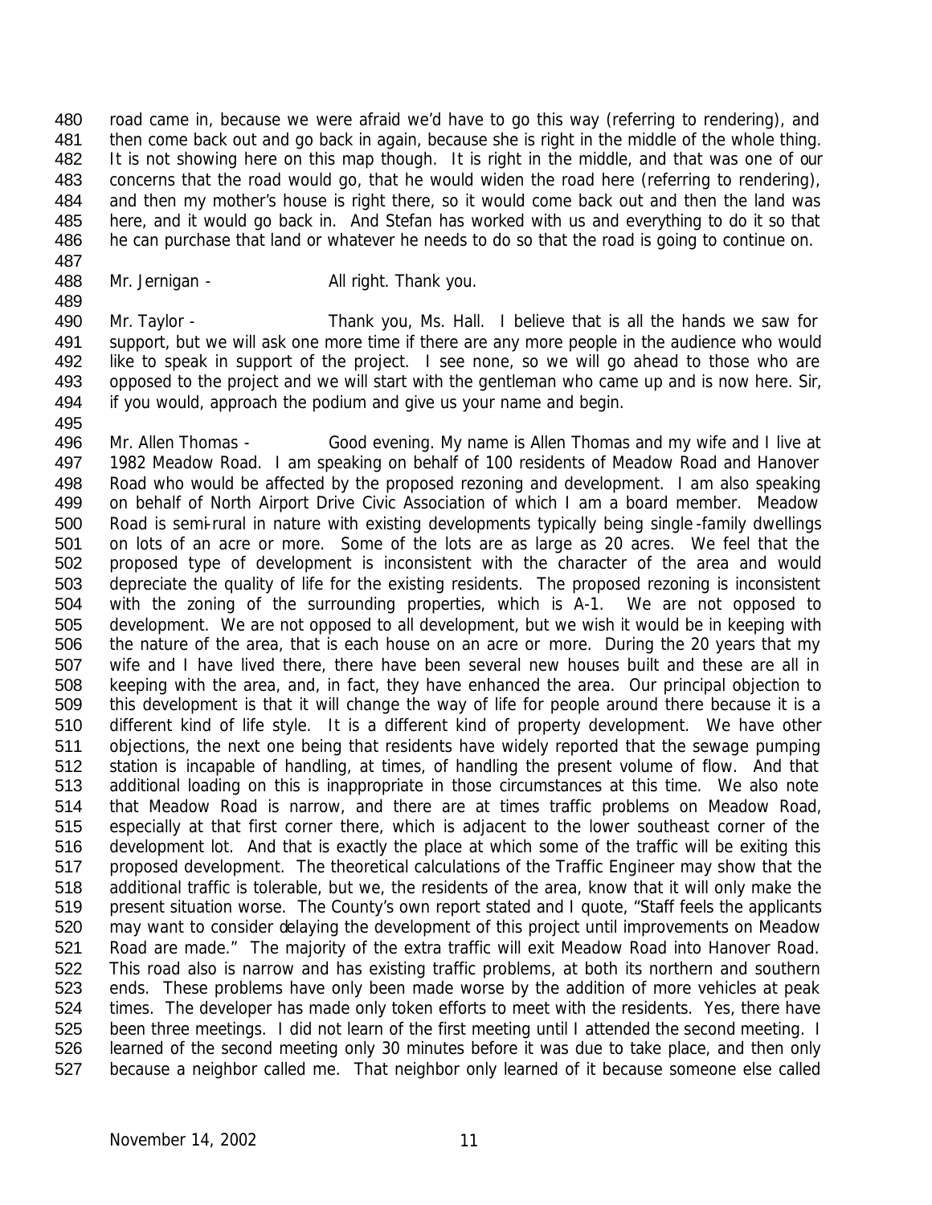road came in, because we were afraid we'd have to go this way (referring to rendering), and then come back out and go back in again, because she is right in the middle of the whole thing. It is not showing here on this map though. It is right in the middle, and that was one of our concerns that the road would go, that he would widen the road here (referring to rendering), and then my mother's house is right there, so it would come back out and then the land was here, and it would go back in. And Stefan has worked with us and everything to do it so that he can purchase that land or whatever he needs to do so that the road is going to continue on.

Mr. Jernigan - All right. Thank you.

Mr. Taylor - Thank you, Ms. Hall. I believe that is all the hands we saw for support, but we will ask one more time if there are any more people in the audience who would like to speak in support of the project. I see none, so we will go ahead to those who are opposed to the project and we will start with the gentleman who came up and is now here. Sir, if you would, approach the podium and give us your name and begin.

Mr. Allen Thomas - Good evening. My name is Allen Thomas and my wife and I live at 1982 Meadow Road. I am speaking on behalf of 100 residents of Meadow Road and Hanover Road who would be affected by the proposed rezoning and development. I am also speaking on behalf of North Airport Drive Civic Association of which I am a board member. Meadow Road is semi-rural in nature with existing developments typically being single-family dwellings on lots of an acre or more. Some of the lots are as large as 20 acres. We feel that the proposed type of development is inconsistent with the character of the area and would depreciate the quality of life for the existing residents. The proposed rezoning is inconsistent with the zoning of the surrounding properties, which is A-1. We are not opposed to development. We are not opposed to all development, but we wish it would be in keeping with the nature of the area, that is each house on an acre or more. During the 20 years that my wife and I have lived there, there have been several new houses built and these are all in keeping with the area, and, in fact, they have enhanced the area. Our principal objection to this development is that it will change the way of life for people around there because it is a different kind of life style. It is a different kind of property development. We have other objections, the next one being that residents have widely reported that the sewage pumping station is incapable of handling, at times, of handling the present volume of flow. And that additional loading on this is inappropriate in those circumstances at this time. We also note that Meadow Road is narrow, and there are at times traffic problems on Meadow Road, especially at that first corner there, which is adjacent to the lower southeast corner of the development lot. And that is exactly the place at which some of the traffic will be exiting this proposed development. The theoretical calculations of the Traffic Engineer may show that the additional traffic is tolerable, but we, the residents of the area, know that it will only make the present situation worse. The County's own report stated and I quote, "Staff feels the applicants may want to consider delaying the development of this project until improvements on Meadow Road are made." The majority of the extra traffic will exit Meadow Road into Hanover Road. This road also is narrow and has existing traffic problems, at both its northern and southern ends. These problems have only been made worse by the addition of more vehicles at peak times. The developer has made only token efforts to meet with the residents. Yes, there have been three meetings. I did not learn of the first meeting until I attended the second meeting. I learned of the second meeting only 30 minutes before it was due to take place, and then only because a neighbor called me. That neighbor only learned of it because someone else called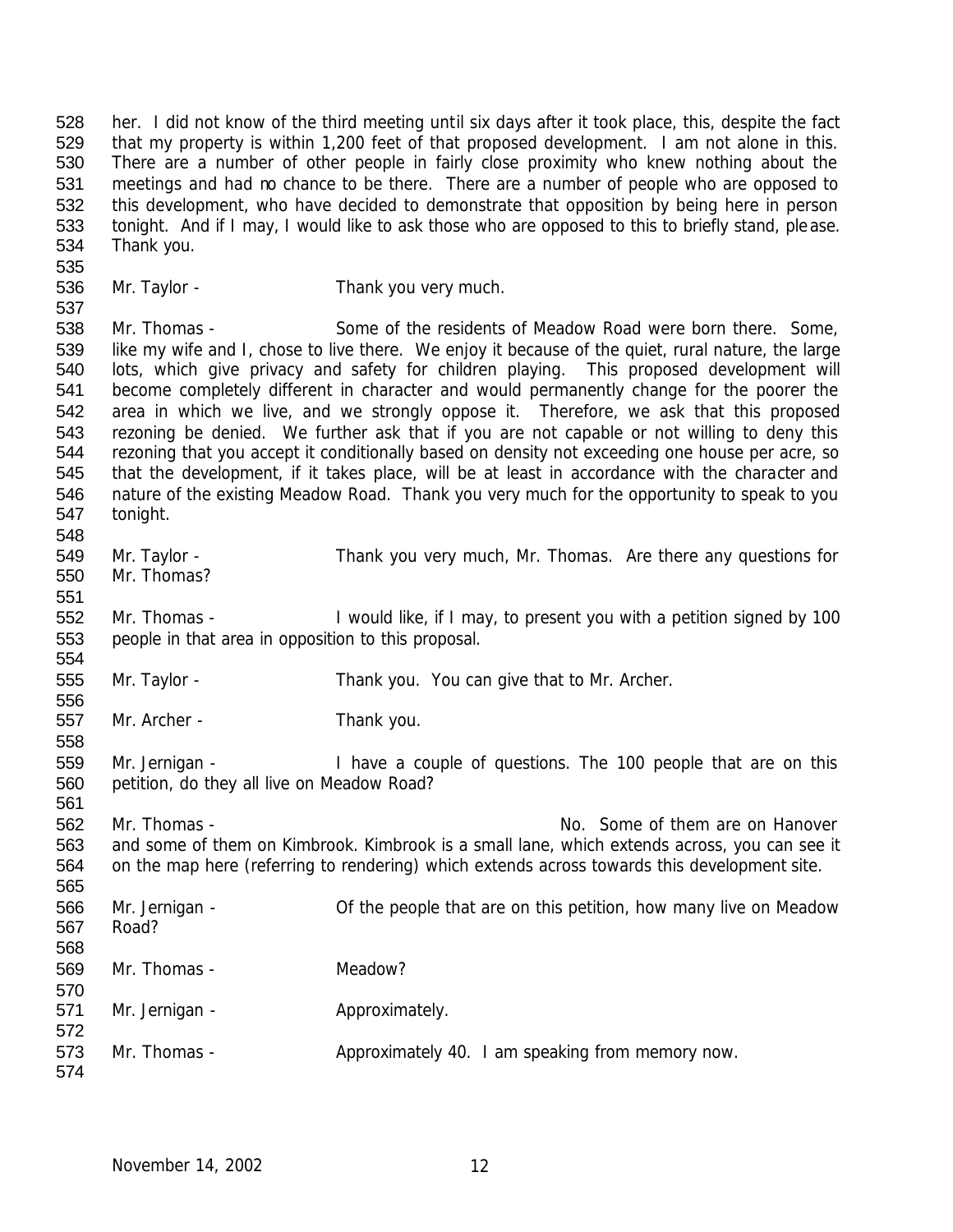her. I did not know of the third meeting until six days after it took place, this, despite the fact that my property is within 1,200 feet of that proposed development. I am not alone in this. There are a number of other people in fairly close proximity who knew nothing about the meetings and had no chance to be there. There are a number of people who are opposed to this development, who have decided to demonstrate that opposition by being here in person tonight. And if I may, I would like to ask those who are opposed to this to briefly stand, please. Thank you.

Mr. Taylor - Thank you very much.

Mr. Thomas - Some of the residents of Meadow Road were born there. Some, like my wife and I, chose to live there. We enjoy it because of the quiet, rural nature, the large lots, which give privacy and safety for children playing. This proposed development will become completely different in character and would permanently change for the poorer the area in which we live, and we strongly oppose it. Therefore, we ask that this proposed rezoning be denied. We further ask that if you are not capable or not willing to deny this rezoning that you accept it conditionally based on density not exceeding one house per acre, so that the development, if it takes place, will be at least in accordance with the character and nature of the existing Meadow Road. Thank you very much for the opportunity to speak to you tonight.

Mr. Taylor - Thank you very much, Mr. Thomas. Are there any questions for Mr. Thomas?

Mr. Thomas - I would like, if I may, to present you with a petition signed by 100 people in that area in opposition to this proposal.

Mr. Taylor - Thank you. You can give that to Mr. Archer.

Mr. Archer - Thank you.

Mr. Jernigan - I have a couple of questions. The 100 people that are on this petition, do they all live on Meadow Road?

Mr. Thomas - No. Some of them are on Hanover and some of them on Kimbrook. Kimbrook is a small lane, which extends across, you can see it on the map here (referring to rendering) which extends across towards this development site.

Mr. Jernigan - Of the people that are on this petition, how many live on Meadow Road?

Mr. Thomas - Meadow?

Mr. Jernigan - Approximately.

Mr. Thomas - Approximately 40. I am speaking from memory now.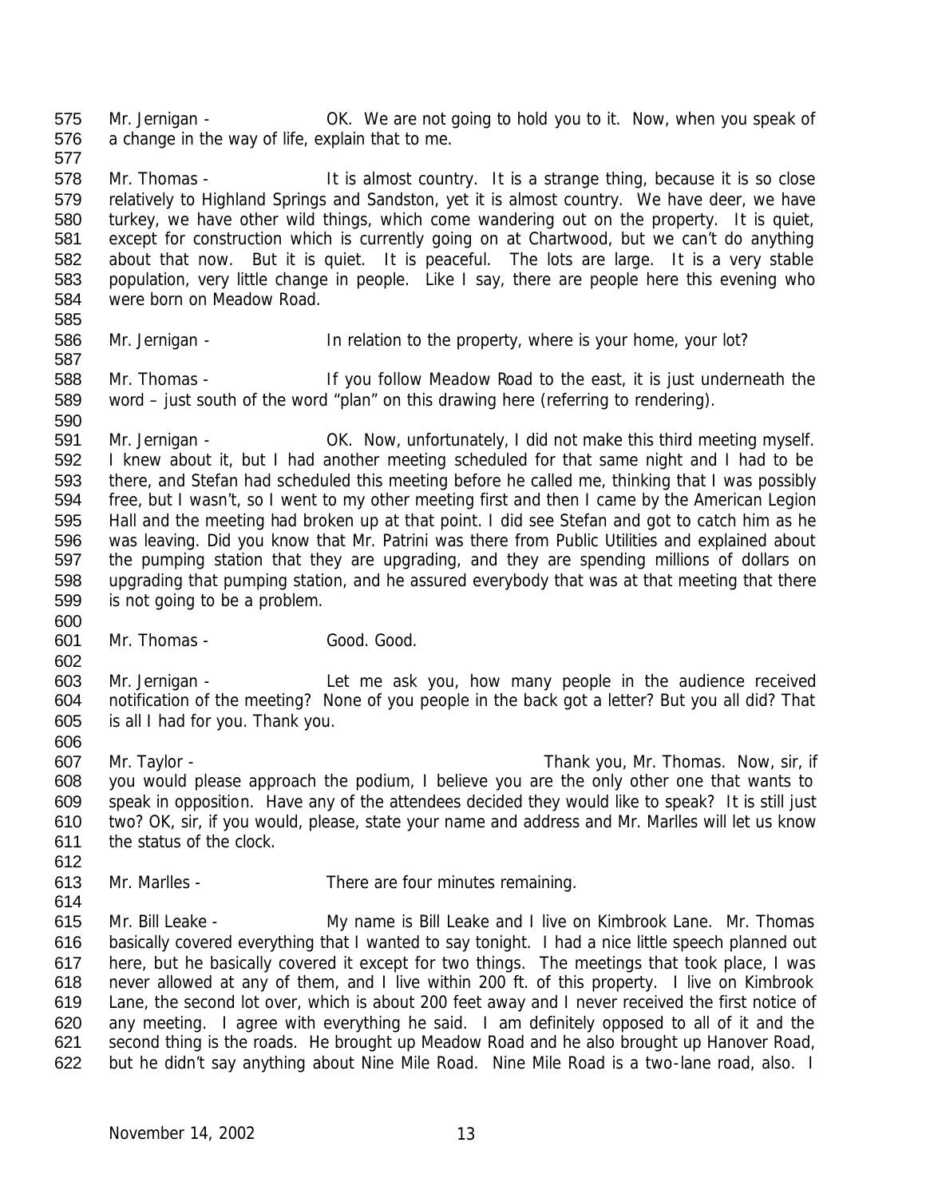Mr. Jernigan - OK. We are not going to hold you to it. Now, when you speak of a change in the way of life, explain that to me.

Mr. Thomas - It is almost country. It is a strange thing, because it is so close relatively to Highland Springs and Sandston, yet it is almost country. We have deer, we have turkey, we have other wild things, which come wandering out on the property. It is quiet, except for construction which is currently going on at Chartwood, but we can't do anything about that now. But it is quiet. It is peaceful. The lots are large. It is a very stable population, very little change in people. Like I say, there are people here this evening who were born on Meadow Road.

Mr. Jernigan - In relation to the property, where is your home, your lot?

Mr. Thomas - If you follow Meadow Road to the east, it is just underneath the word – just south of the word "plan" on this drawing here (referring to rendering).

Mr. Jernigan - OK. Now, unfortunately, I did not make this third meeting myself. I knew about it, but I had another meeting scheduled for that same night and I had to be there, and Stefan had scheduled this meeting before he called me, thinking that I was possibly free, but I wasn't, so I went to my other meeting first and then I came by the American Legion Hall and the meeting had broken up at that point. I did see Stefan and got to catch him as he was leaving. Did you know that Mr. Patrini was there from Public Utilities and explained about the pumping station that they are upgrading, and they are spending millions of dollars on upgrading that pumping station, and he assured everybody that was at that meeting that there is not going to be a problem.

Mr. Thomas - Good. Good.

Mr. Jernigan - Let me ask you, how many people in the audience received notification of the meeting? None of you people in the back got a letter? But you all did? That is all I had for you. Thank you.

Mr. Taylor - Thank you, Mr. Thomas. Now, sir, if you would please approach the podium, I believe you are the only other one that wants to speak in opposition. Have any of the attendees decided they would like to speak? It is still just two? OK, sir, if you would, please, state your name and address and Mr. Marlles will let us know the status of the clock.

Mr. Marlles - There are four minutes remaining.

Mr. Bill Leake - My name is Bill Leake and I live on Kimbrook Lane. Mr. Thomas basically covered everything that I wanted to say tonight. I had a nice little speech planned out here, but he basically covered it except for two things. The meetings that took place, I was never allowed at any of them, and I live within 200 ft. of this property. I live on Kimbrook Lane, the second lot over, which is about 200 feet away and I never received the first notice of any meeting. I agree with everything he said. I am definitely opposed to all of it and the second thing is the roads. He brought up Meadow Road and he also brought up Hanover Road, but he didn't say anything about Nine Mile Road. Nine Mile Road is a two-lane road, also. I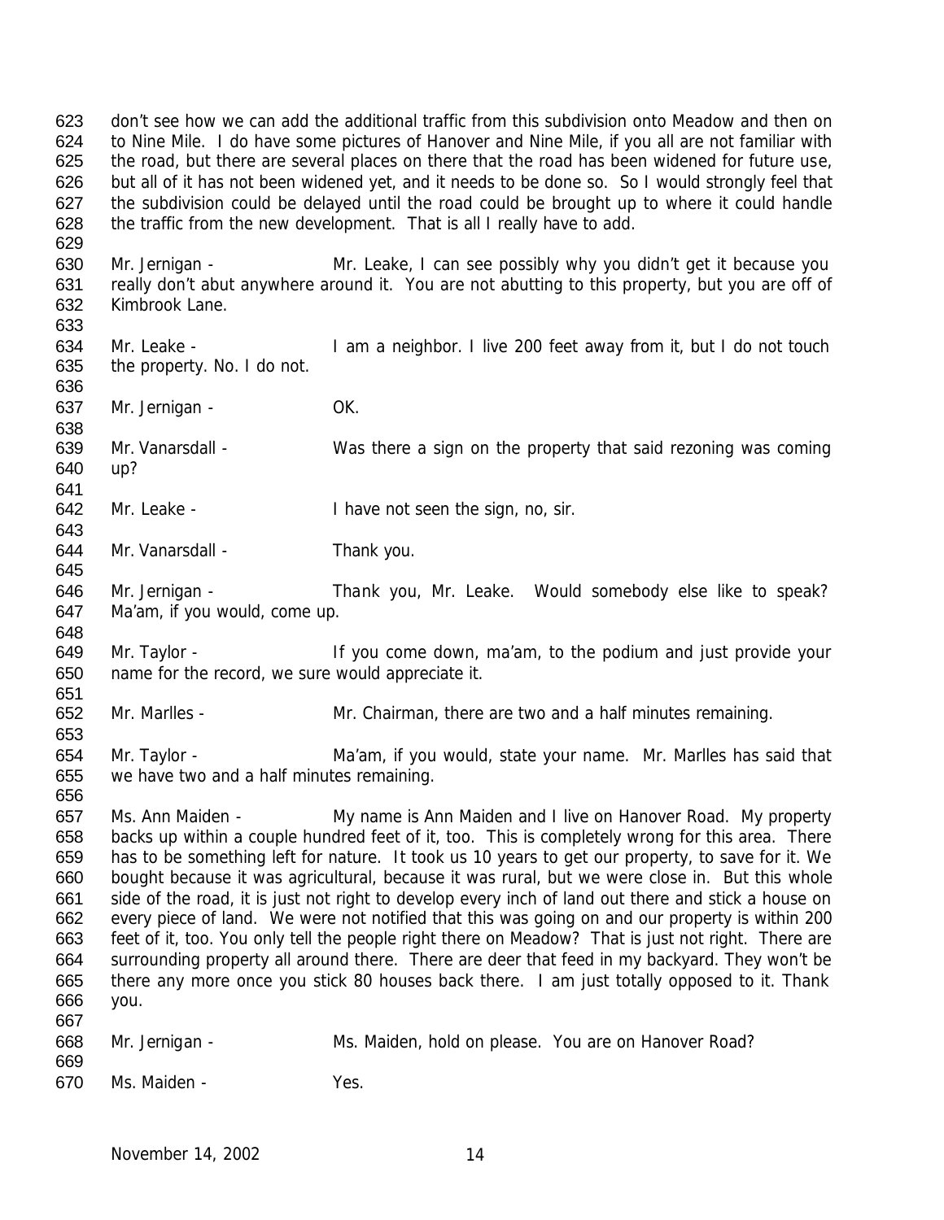don't see how we can add the additional traffic from this subdivision onto Meadow and then on to Nine Mile. I do have some pictures of Hanover and Nine Mile, if you all are not familiar with the road, but there are several places on there that the road has been widened for future use, but all of it has not been widened yet, and it needs to be done so. So I would strongly feel that the subdivision could be delayed until the road could be brought up to where it could handle the traffic from the new development. That is all I really have to add.

Mr. Jernigan - Mr. Leake, I can see possibly why you didn't get it because you really don't abut anywhere around it. You are not abutting to this property, but you are off of Kimbrook Lane.

Mr. Leake - I am a neighbor. I live 200 feet away from it, but I do not touch the property. No. I do not.

Mr. Jernigan - OK.

Mr. Vanarsdall - Was there a sign on the property that said rezoning was coming up?

Mr. Leake - I have not seen the sign, no, sir.

Mr. Vanarsdall - Thank you.

Mr. Jernigan - Thank you, Mr. Leake. Would somebody else like to speak? Ma'am, if you would, come up.

Mr. Taylor - If you come down, ma'am, to the podium and just provide your name for the record, we sure would appreciate it.

Mr. Marlles - Mr. Chairman, there are two and a half minutes remaining.

Mr. Taylor - Ma'am, if you would, state your name. Mr. Marlles has said that we have two and a half minutes remaining.

Ms. Ann Maiden - My name is Ann Maiden and I live on Hanover Road. My property backs up within a couple hundred feet of it, too. This is completely wrong for this area. There has to be something left for nature. It took us 10 years to get our property, to save for it. We bought because it was agricultural, because it was rural, but we were close in. But this whole side of the road, it is just not right to develop every inch of land out there and stick a house on every piece of land. We were not notified that this was going on and our property is within 200 feet of it, too. You only tell the people right there on Meadow? That is just not right. There are surrounding property all around there. There are deer that feed in my backyard. They won't be there any more once you stick 80 houses back there. I am just totally opposed to it. Thank you.

Mr. Jernigan - Ms. Maiden, hold on please. You are on Hanover Road?

Ms. Maiden - Yes.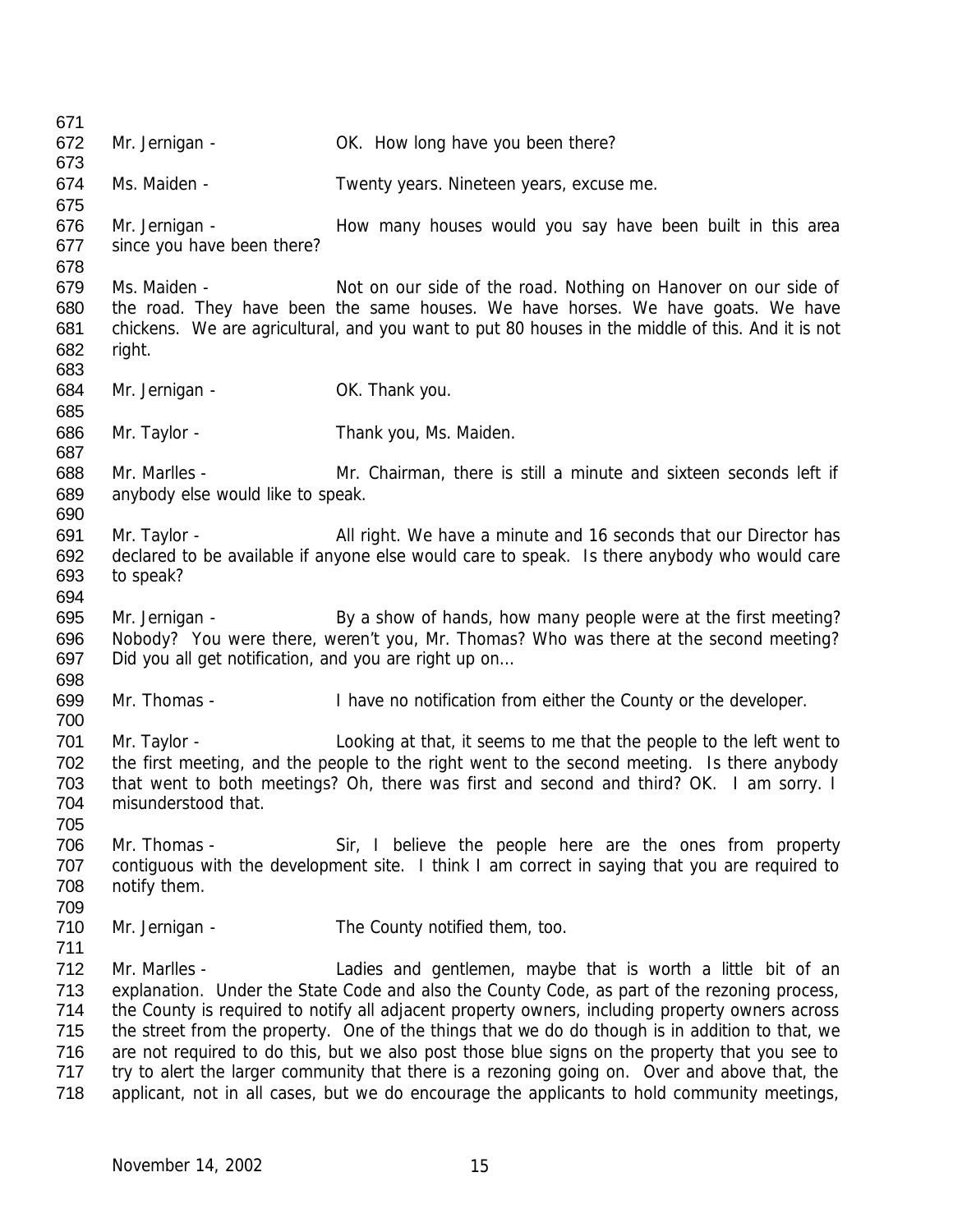Mr. Jernigan - OK. How long have you been there?

Ms. Maiden - Twenty years. Nineteen years, excuse me.

Mr. Jernigan - How many houses would you say have been built in this area since you have been there?

Ms. Maiden - Not on our side of the road. Nothing on Hanover on our side of the road. They have been the same houses. We have horses. We have goats. We have chickens. We are agricultural, and you want to put 80 houses in the middle of this. And it is not right.

Mr. Jernigan - OK. Thank you.

Mr. Taylor - Thank you, Ms. Maiden.

Mr. Marlles - Mr. Chairman, there is still a minute and sixteen seconds left if anybody else would like to speak.

Mr. Taylor - All right. We have a minute and 16 seconds that our Director has declared to be available if anyone else would care to speak. Is there anybody who would care to speak?

Mr. Jernigan - By a show of hands, how many people were at the first meeting? Nobody? You were there, weren't you, Mr. Thomas? Who was there at the second meeting? Did you all get notification, and you are right up on…

Mr. Thomas - I have no notification from either the County or the developer.

Mr. Taylor - Looking at that, it seems to me that the people to the left went to the first meeting, and the people to the right went to the second meeting. Is there anybody that went to both meetings? Oh, there was first and second and third? OK. I am sorry. I misunderstood that.

Mr. Thomas - Sir, I believe the people here are the ones from property contiguous with the development site. I think I am correct in saying that you are required to notify them.

Mr. Jernigan - The County notified them, too.

Mr. Marlles - Ladies and gentlemen, maybe that is worth a little bit of an explanation. Under the State Code and also the County Code, as part of the rezoning process, the County is required to notify all adjacent property owners, including property owners across the street from the property. One of the things that we do do though is in addition to that, we are not required to do this, but we also post those blue signs on the property that you see to try to alert the larger community that there is a rezoning going on. Over and above that, the applicant, not in all cases, but we do encourage the applicants to hold community meetings,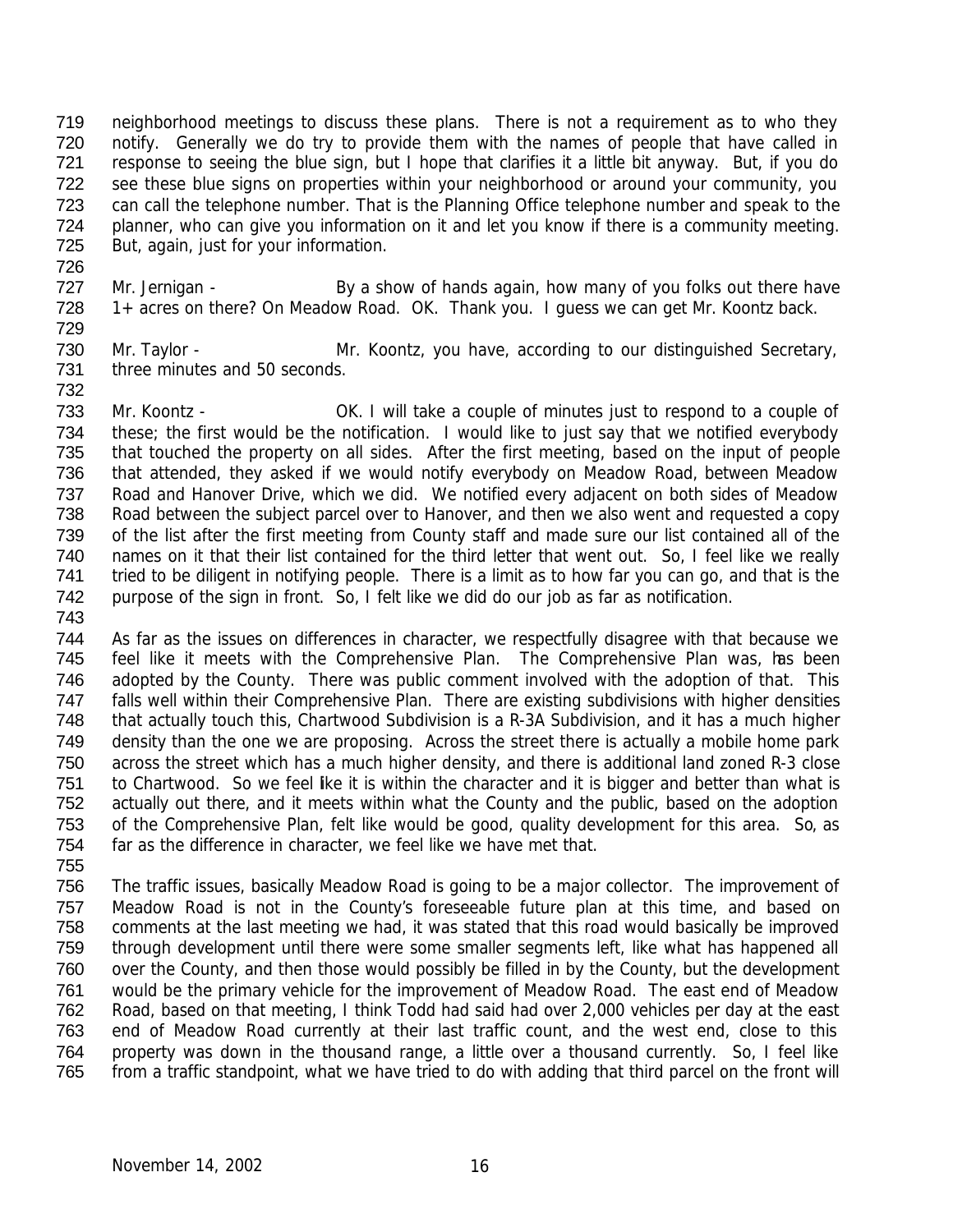neighborhood meetings to discuss these plans. There is not a requirement as to who they notify. Generally we do try to provide them with the names of people that have called in response to seeing the blue sign, but I hope that clarifies it a little bit anyway. But, if you do see these blue signs on properties within your neighborhood or around your community, you can call the telephone number. That is the Planning Office telephone number and speak to the planner, who can give you information on it and let you know if there is a community meeting. But, again, just for your information.

Mr. Jernigan - By a show of hands again, how many of you folks out there have 1+ acres on there? On Meadow Road. OK. Thank you. I guess we can get Mr. Koontz back.

Mr. Taylor - Mr. Koontz, you have, according to our distinguished Secretary, three minutes and 50 seconds.

Mr. Koontz - OK. I will take a couple of minutes just to respond to a couple of these; the first would be the notification. I would like to just say that we notified everybody that touched the property on all sides. After the first meeting, based on the input of people that attended, they asked if we would notify everybody on Meadow Road, between Meadow Road and Hanover Drive, which we did. We notified every adjacent on both sides of Meadow Road between the subject parcel over to Hanover, and then we also went and requested a copy of the list after the first meeting from County staff and made sure our list contained all of the names on it that their list contained for the third letter that went out. So, I feel like we really tried to be diligent in notifying people. There is a limit as to how far you can go, and that is the purpose of the sign in front. So, I felt like we did do our job as far as notification.

As far as the issues on differences in character, we respectfully disagree with that because we feel like it meets with the Comprehensive Plan. The Comprehensive Plan was, has been adopted by the County. There was public comment involved with the adoption of that. This falls well within their Comprehensive Plan. There are existing subdivisions with higher densities that actually touch this, Chartwood Subdivision is a R-3A Subdivision, and it has a much higher density than the one we are proposing. Across the street there is actually a mobile home park across the street which has a much higher density, and there is additional land zoned R-3 close to Chartwood. So we feel like it is within the character and it is bigger and better than what is actually out there, and it meets within what the County and the public, based on the adoption of the Comprehensive Plan, felt like would be good, quality development for this area. So, as far as the difference in character, we feel like we have met that.

The traffic issues, basically Meadow Road is going to be a major collector. The improvement of Meadow Road is not in the County's foreseeable future plan at this time, and based on comments at the last meeting we had, it was stated that this road would basically be improved through development until there were some smaller segments left, like what has happened all over the County, and then those would possibly be filled in by the County, but the development would be the primary vehicle for the improvement of Meadow Road. The east end of Meadow Road, based on that meeting, I think Todd had said had over 2,000 vehicles per day at the east end of Meadow Road currently at their last traffic count, and the west end, close to this property was down in the thousand range, a little over a thousand currently. So, I feel like from a traffic standpoint, what we have tried to do with adding that third parcel on the front will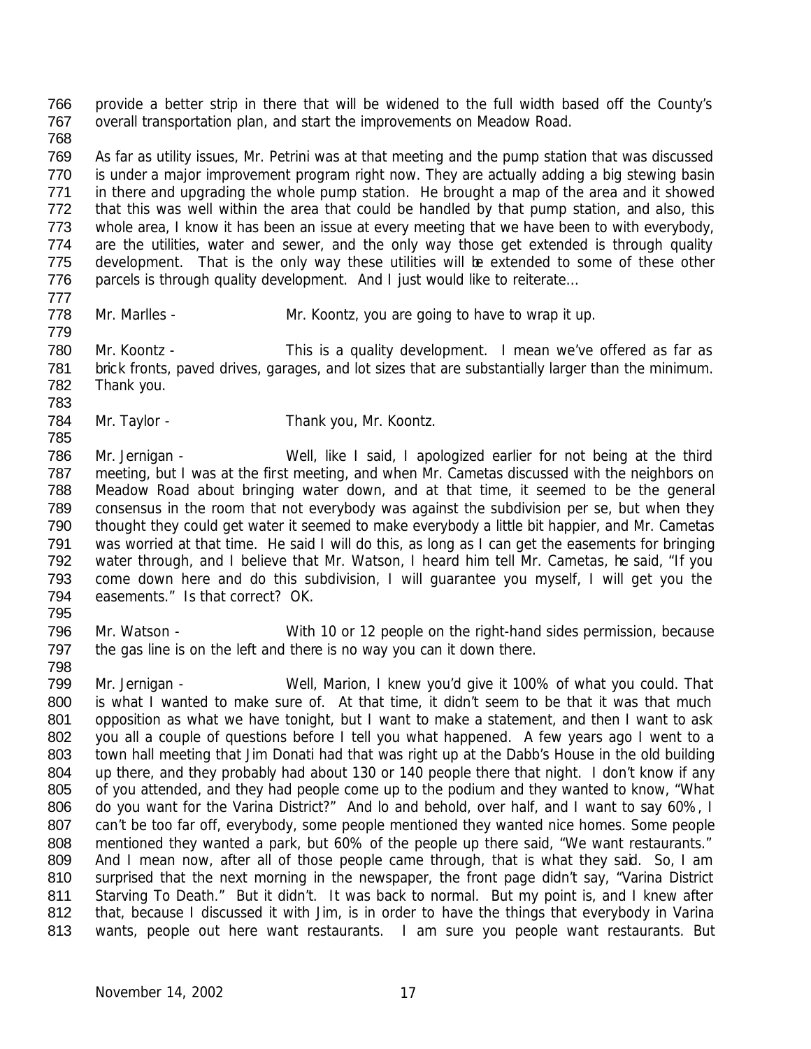provide a better strip in there that will be widened to the full width based off the County's overall transportation plan, and start the improvements on Meadow Road.

As far as utility issues, Mr. Petrini was at that meeting and the pump station that was discussed is under a major improvement program right now. They are actually adding a big stewing basin in there and upgrading the whole pump station. He brought a map of the area and it showed that this was well within the area that could be handled by that pump station, and also, this whole area, I know it has been an issue at every meeting that we have been to with everybody, are the utilities, water and sewer, and the only way those get extended is through quality development. That is the only way these utilities will be extended to some of these other parcels is through quality development. And I just would like to reiterate…

Mr. Marlles - Mr. Koontz, you are going to have to wrap it up.

Mr. Koontz - This is a quality development. I mean we've offered as far as brick fronts, paved drives, garages, and lot sizes that are substantially larger than the minimum. Thank you.

Mr. Taylor - Thank you, Mr. Koontz.

Mr. Jernigan - Well, like I said, I apologized earlier for not being at the third meeting, but I was at the first meeting, and when Mr. Cametas discussed with the neighbors on Meadow Road about bringing water down, and at that time, it seemed to be the general consensus in the room that not everybody was against the subdivision per se, but when they thought they could get water it seemed to make everybody a little bit happier, and Mr. Cametas was worried at that time. He said I will do this, as long as I can get the easements for bringing water through, and I believe that Mr. Watson, I heard him tell Mr. Cametas, he said, "If you come down here and do this subdivision, I will guarantee you myself, I will get you the easements." Is that correct? OK.

Mr. Watson - With 10 or 12 people on the right-hand sides permission, because the gas line is on the left and there is no way you can it down there.

Mr. Jernigan - Well, Marion, I knew you'd give it 100% of what you could. That is what I wanted to make sure of. At that time, it didn't seem to be that it was that much opposition as what we have tonight, but I want to make a statement, and then I want to ask you all a couple of questions before I tell you what happened. A few years ago I went to a town hall meeting that Jim Donati had that was right up at the Dabb's House in the old building up there, and they probably had about 130 or 140 people there that night. I don't know if any of you attended, and they had people come up to the podium and they wanted to know, "What do you want for the Varina District?" And lo and behold, over half, and I want to say 60%, I can't be too far off, everybody, some people mentioned they wanted nice homes. Some people mentioned they wanted a park, but 60% of the people up there said, "We want restaurants." And I mean now, after all of those people came through, that is what they said. So, I am surprised that the next morning in the newspaper, the front page didn't say, "Varina District Starving To Death." But it didn't. It was back to normal. But my point is, and I knew after that, because I discussed it with Jim, is in order to have the things that everybody in Varina wants, people out here want restaurants. I am sure you people want restaurants. But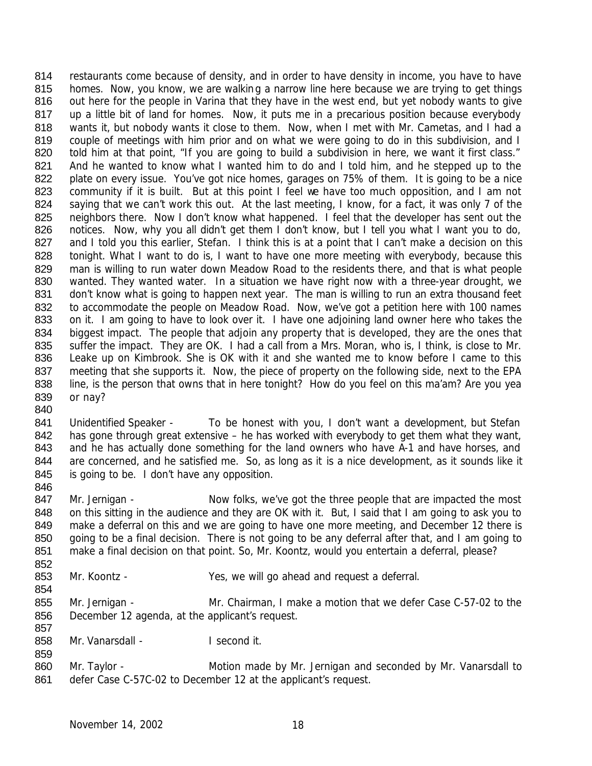restaurants come because of density, and in order to have density in income, you have to have homes. Now, you know, we are walking a narrow line here because we are trying to get things out here for the people in Varina that they have in the west end, but yet nobody wants to give up a little bit of land for homes. Now, it puts me in a precarious position because everybody wants it, but nobody wants it close to them. Now, when I met with Mr. Cametas, and I had a couple of meetings with him prior and on what we were going to do in this subdivision, and I told him at that point, "If you are going to build a subdivision in here, we want it first class." And he wanted to know what I wanted him to do and I told him, and he stepped up to the plate on every issue. You've got nice homes, garages on 75% of them. It is going to be a nice community if it is built. But at this point I feel we have too much opposition, and I am not saying that we can't work this out. At the last meeting, I know, for a fact, it was only 7 of the neighbors there. Now I don't know what happened. I feel that the developer has sent out the notices. Now, why you all didn't get them I don't know, but I tell you what I want you to do, and I told you this earlier, Stefan. I think this is at a point that I can't make a decision on this tonight. What I want to do is, I want to have one more meeting with everybody, because this man is willing to run water down Meadow Road to the residents there, and that is what people wanted. They wanted water. In a situation we have right now with a three-year drought, we don't know what is going to happen next year. The man is willing to run an extra thousand feet to accommodate the people on Meadow Road. Now, we've got a petition here with 100 names on it. I am going to have to look over it. I have one adjoining land owner here who takes the biggest impact. The people that adjoin any property that is developed, they are the ones that suffer the impact. They are OK. I had a call from a Mrs. Moran, who is, I think, is close to Mr. Leake up on Kimbrook. She is OK with it and she wanted me to know before I came to this meeting that she supports it. Now, the piece of property on the following side, next to the EPA line, is the person that owns that in here tonight? How do you feel on this ma'am? Are you yea or nay?

Unidentified Speaker - To be honest with you, I don't want a development, but Stefan has gone through great extensive – he has worked with everybody to get them what they want, and he has actually done something for the land owners who have A-1 and have horses, and are concerned, and he satisfied me. So, as long as it is a nice development, as it sounds like it is going to be. I don't have any opposition.

Mr. Jernigan - Now folks, we've got the three people that are impacted the most on this sitting in the audience and they are OK with it. But, I said that I am going to ask you to make a deferral on this and we are going to have one more meeting, and December 12 there is going to be a final decision. There is not going to be any deferral after that, and I am going to make a final decision on that point. So, Mr. Koontz, would you entertain a deferral, please?

Mr. Koontz - Yes, we will go ahead and request a deferral.

Mr. Jernigan - Mr. Chairman, I make a motion that we defer Case C-57-02 to the December 12 agenda, at the applicant's request.

Mr. Vanarsdall - I second it.

Mr. Taylor - Motion made by Mr. Jernigan and seconded by Mr. Vanarsdall to defer Case C-57C-02 to December 12 at the applicant's request.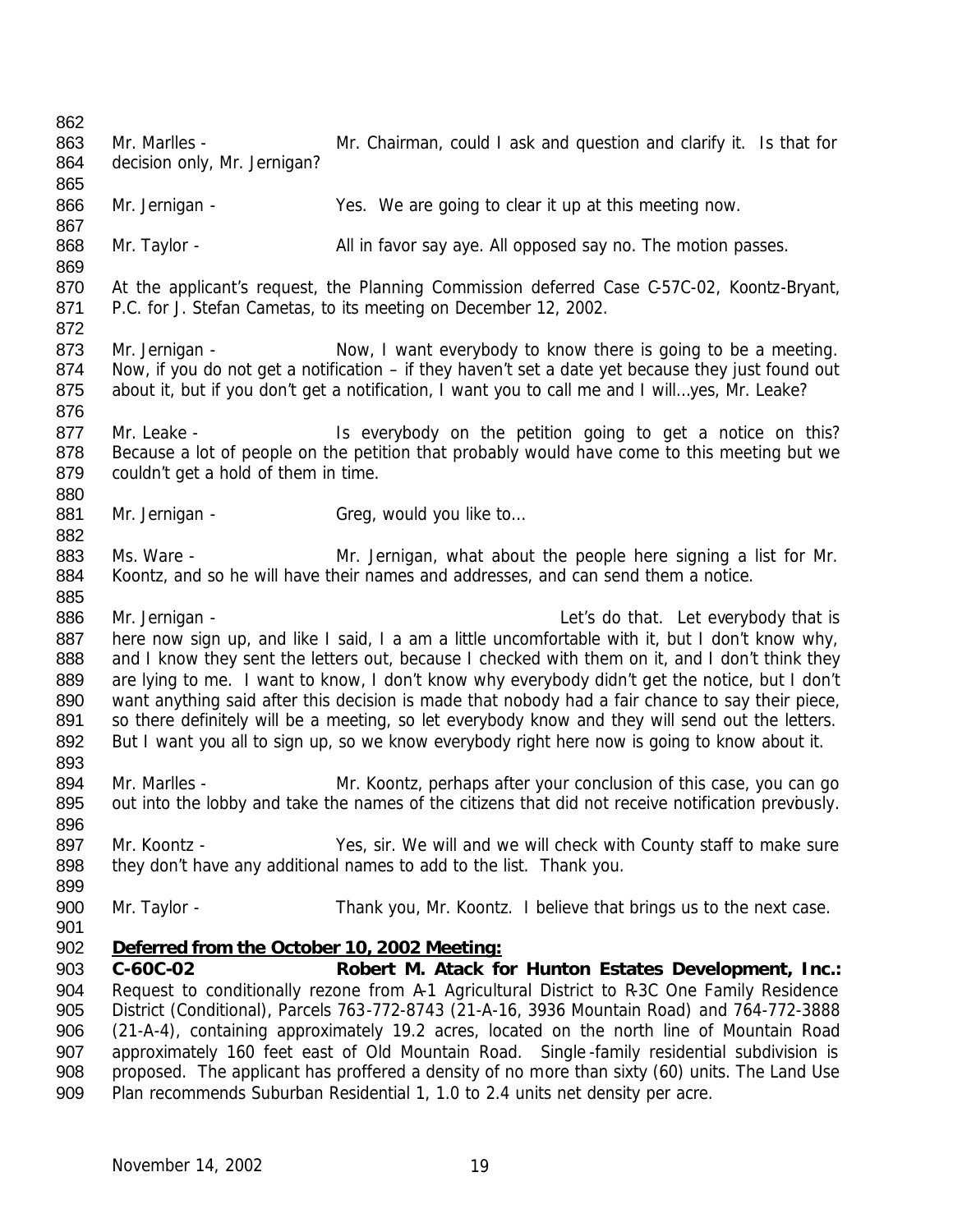Mr. Marlles - Mr. Chairman, could I ask and question and clarify it. Is that for decision only, Mr. Jernigan?

Mr. Jernigan - Yes. We are going to clear it up at this meeting now.

Mr. Taylor - All in favor say aye. All opposed say no. The motion passes.

At the applicant's request, the Planning Commission deferred Case C-57C-02, Koontz-Bryant, P.C. for J. Stefan Cametas, to its meeting on December 12, 2002.

Mr. Jernigan - Now, I want everybody to know there is going to be a meeting. Now, if you do not get a notification – if they haven't set a date yet because they just found out about it, but if you don't get a notification, I want you to call me and I will…yes, Mr. Leake?

Mr. Leake - Is everybody on the petition going to get a notice on this? Because a lot of people on the petition that probably would have come to this meeting but we couldn't get a hold of them in time.

Mr. Jernigan - Greg, would you like to…

Ms. Ware - Mr. Jernigan, what about the people here signing a list for Mr. Koontz, and so he will have their names and addresses, and can send them a notice.

Mr. Jernigan - Let's do that. Let everybody that is here now sign up, and like I said, I a am a little uncomfortable with it, but I don't know why, and I know they sent the letters out, because I checked with them on it, and I don't think they are lying to me. I want to know, I don't know why everybody didn't get the notice, but I don't want anything said after this decision is made that nobody had a fair chance to say their piece, so there definitely will be a meeting, so let everybody know and they will send out the letters. But I want you all to sign up, so we know everybody right here now is going to know about it.

Mr. Marlles - Mr. Koontz, perhaps after your conclusion of this case, you can go out into the lobby and take the names of the citizens that did not receive notification previously.

Mr. Koontz - Yes, sir. We will and we will check with County staff to make sure they don't have any additional names to add to the list. Thank you.

Mr. Taylor - Thank you, Mr. Koontz. I believe that brings us to the next case.

**Deferred from the October 10, 2002 Meeting:**

**C-60C-02 Robert M. Atack for Hunton Estates Development, Inc.:** Request to conditionally rezone from A-1 Agricultural District to R-3C One Family Residence District (Conditional), Parcels 763-772-8743 (21-A-16, 3936 Mountain Road) and 764-772-3888 (21-A-4), containing approximately 19.2 acres, located on the north line of Mountain Road approximately 160 feet east of Old Mountain Road. Single-family residential subdivision is proposed. The applicant has proffered a density of no more than sixty (60) units. The Land Use Plan recommends Suburban Residential 1, 1.0 to 2.4 units net density per acre.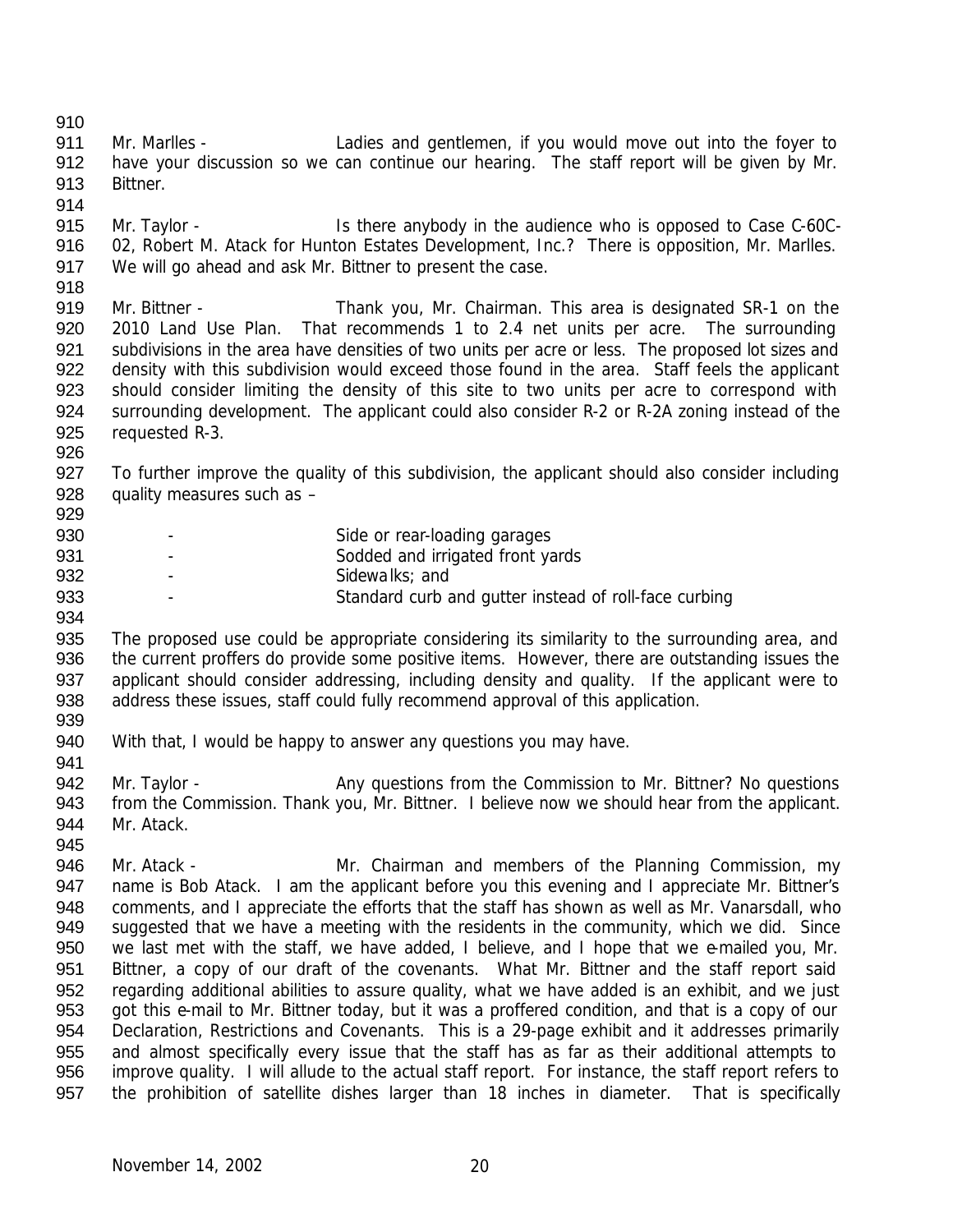Mr. Marlles - Ladies and gentlemen, if you would move out into the foyer to have your discussion so we can continue our hearing. The staff report will be given by Mr. Bittner.

Mr. Taylor - Is there anybody in the audience who is opposed to Case C-60C-02, Robert M. Atack for Hunton Estates Development, Inc.? There is opposition, Mr. Marlles. We will go ahead and ask Mr. Bittner to present the case.

Mr. Bittner - Thank you, Mr. Chairman. This area is designated SR-1 on the 2010 Land Use Plan. That recommends 1 to 2.4 net units per acre. The surrounding subdivisions in the area have densities of two units per acre or less. The proposed lot sizes and density with this subdivision would exceed those found in the area. Staff feels the applicant should consider limiting the density of this site to two units per acre to correspond with surrounding development. The applicant could also consider R-2 or R-2A zoning instead of the requested R-3.

To further improve the quality of this subdivision, the applicant should also consider including quality measures such as –

- Side or rear-loading garages
- Sodded and irrigated front yards
- Sidewalks; and
- Standard curb and gutter instead of roll-face curbing

The proposed use could be appropriate considering its similarity to the surrounding area, and the current proffers do provide some positive items. However, there are outstanding issues the applicant should consider addressing, including density and quality. If the applicant were to address these issues, staff could fully recommend approval of this application.

With that, I would be happy to answer any questions you may have.

Mr. Taylor - Any questions from the Commission to Mr. Bittner? No questions from the Commission. Thank you, Mr. Bittner. I believe now we should hear from the applicant. Mr. Atack.

Mr. Atack - Mr. Chairman and members of the Planning Commission, my name is Bob Atack. I am the applicant before you this evening and I appreciate Mr. Bittner's comments, and I appreciate the efforts that the staff has shown as well as Mr. Vanarsdall, who suggested that we have a meeting with the residents in the community, which we did. Since we last met with the staff, we have added, I believe, and I hope that we e-mailed you, Mr. Bittner, a copy of our draft of the covenants. What Mr. Bittner and the staff report said regarding additional abilities to assure quality, what we have added is an exhibit, and we just got this e-mail to Mr. Bittner today, but it was a proffered condition, and that is a copy of our Declaration, Restrictions and Covenants. This is a 29-page exhibit and it addresses primarily and almost specifically every issue that the staff has as far as their additional attempts to improve quality. I will allude to the actual staff report. For instance, the staff report refers to the prohibition of satellite dishes larger than 18 inches in diameter. That is specifically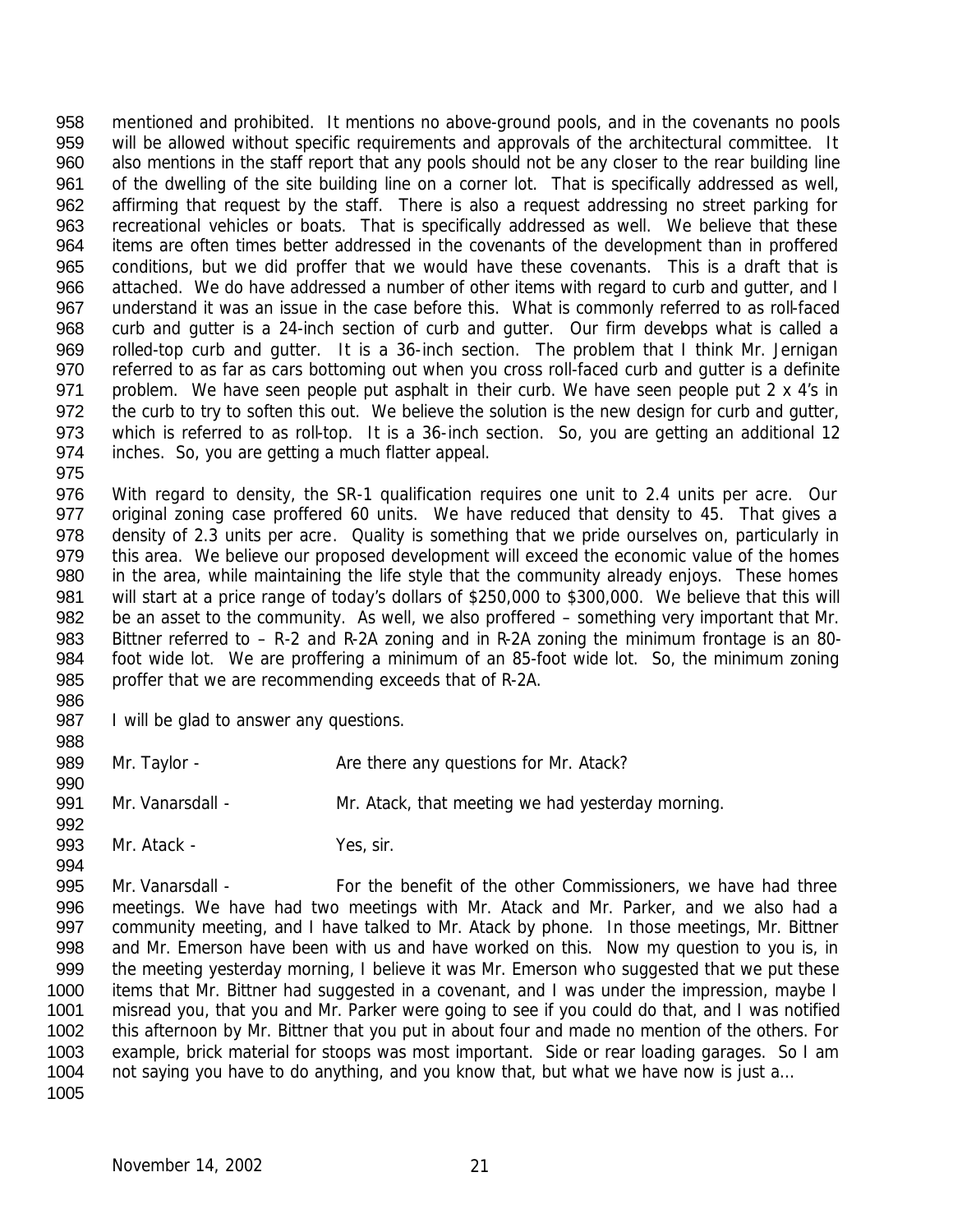mentioned and prohibited. It mentions no above-ground pools, and in the covenants no pools will be allowed without specific requirements and approvals of the architectural committee. It also mentions in the staff report that any pools should not be any closer to the rear building line of the dwelling of the site building line on a corner lot. That is specifically addressed as well, affirming that request by the staff. There is also a request addressing no street parking for recreational vehicles or boats. That is specifically addressed as well. We believe that these items are often times better addressed in the covenants of the development than in proffered conditions, but we did proffer that we would have these covenants. This is a draft that is attached. We do have addressed a number of other items with regard to curb and gutter, and I understand it was an issue in the case before this. What is commonly referred to as roll-faced curb and gutter is a 24-inch section of curb and gutter. Our firm develops what is called a rolled-top curb and gutter. It is a 36-inch section. The problem that I think Mr. Jernigan referred to as far as cars bottoming out when you cross roll-faced curb and gutter is a definite problem. We have seen people put asphalt in their curb. We have seen people put 2 x 4's in the curb to try to soften this out. We believe the solution is the new design for curb and gutter, which is referred to as roll-top. It is a 36-inch section. So, you are getting an additional 12 inches. So, you are getting a much flatter appeal.

With regard to density, the SR-1 qualification requires one unit to 2.4 units per acre. Our original zoning case proffered 60 units. We have reduced that density to 45. That gives a density of 2.3 units per acre. Quality is something that we pride ourselves on, particularly in this area. We believe our proposed development will exceed the economic value of the homes in the area, while maintaining the life style that the community already enjoys. These homes will start at a price range of today's dollars of $250,000 to $300,000. We believe that this will be an asset to the community. As well, we also proffered – something very important that Mr. Bittner referred to – R-2 and R-2A zoning and in R-2A zoning the minimum frontage is an 80-foot wide lot. We are proffering a minimum of an 85-foot wide lot. So, the minimum zoning proffer that we are recommending exceeds that of R-2A.

I will be glad to answer any questions.

Mr. Taylor - Are there any questions for Mr. Atack?

Mr. Vanarsdall - Mr. Atack, that meeting we had yesterday morning.

Mr. Atack - Yes, sir.

Mr. Vanarsdall - For the benefit of the other Commissioners, we have had three meetings. We have had two meetings with Mr. Atack and Mr. Parker, and we also had a community meeting, and I have talked to Mr. Atack by phone. In those meetings, Mr. Bittner and Mr. Emerson have been with us and have worked on this. Now my question to you is, in the meeting yesterday morning, I believe it was Mr. Emerson who suggested that we put these items that Mr. Bittner had suggested in a covenant, and I was under the impression, maybe I misread you, that you and Mr. Parker were going to see if you could do that, and I was notified this afternoon by Mr. Bittner that you put in about four and made no mention of the others. For example, brick material for stoops was most important. Side or rear loading garages. So I am not saying you have to do anything, and you know that, but what we have now is just a…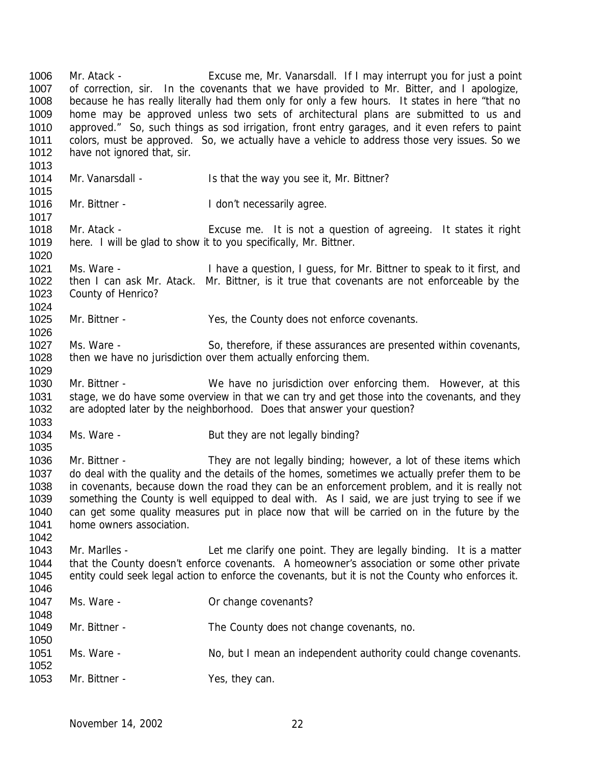Mr. Atack - Excuse me, Mr. Vanarsdall. If I may interrupt you for just a point of correction, sir. In the covenants that we have provided to Mr. Bitter, and I apologize, because he has really literally had them only for only a few hours. It states in here "that no home may be approved unless two sets of architectural plans are submitted to us and approved." So, such things as sod irrigation, front entry garages, and it even refers to paint colors, must be approved. So, we actually have a vehicle to address those very issues. So we have not ignored that, sir.

Mr. Vanarsdall - Is that the way you see it, Mr. Bittner?

Mr. Bittner - I don't necessarily agree.

Mr. Atack - Excuse me. It is not a question of agreeing. It states it right here. I will be glad to show it to you specifically, Mr. Bittner.

Ms. Ware - I have a question, I guess, for Mr. Bittner to speak to it first, and then I can ask Mr. Atack. Mr. Bittner, is it true that covenants are not enforceable by the County of Henrico?

Mr. Bittner - Yes, the County does not enforce covenants.

Ms. Ware - So, therefore, if these assurances are presented within covenants, then we have no jurisdiction over them actually enforcing them.

Mr. Bittner - We have no jurisdiction over enforcing them. However, at this stage, we do have some overview in that we can try and get those into the covenants, and they are adopted later by the neighborhood. Does that answer your question?

Ms. Ware - But they are not legally binding?

Mr. Bittner - They are not legally binding; however, a lot of these items which do deal with the quality and the details of the homes, sometimes we actually prefer them to be in covenants, because down the road they can be an enforcement problem, and it is really not something the County is well equipped to deal with. As I said, we are just trying to see if we can get some quality measures put in place now that will be carried on in the future by the home owners association.

Mr. Marlles - Let me clarify one point. They are legally binding. It is a matter that the County doesn't enforce covenants. A homeowner's association or some other private entity could seek legal action to enforce the covenants, but it is not the County who enforces it.

Ms. Ware - Or change covenants?

Mr. Bittner - The County does not change covenants, no.

Ms. Ware - No, but I mean an independent authority could change covenants.

Mr. Bittner - Yes, they can.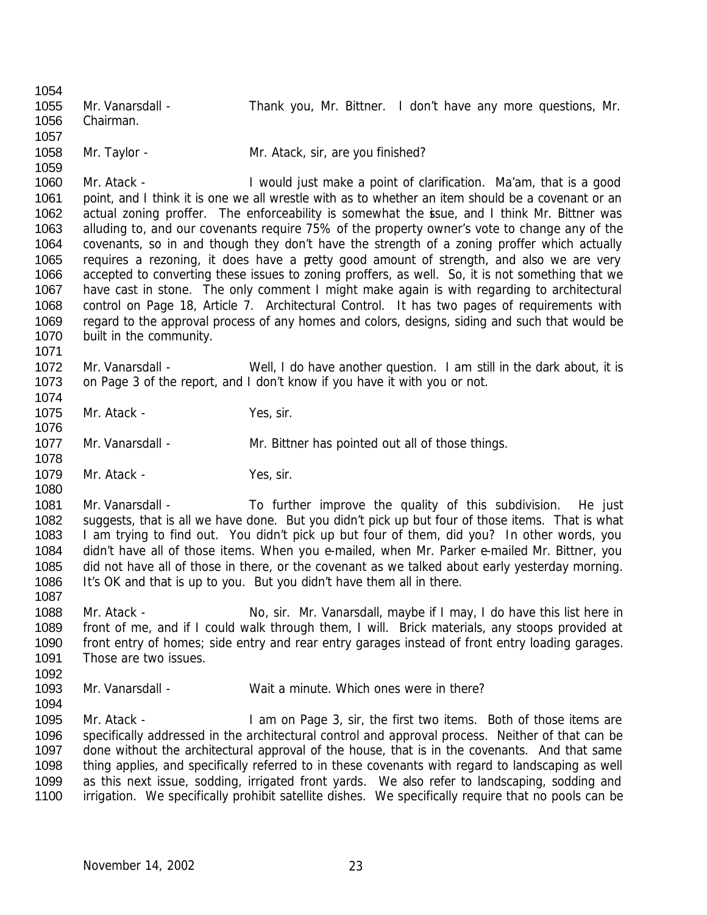Mr. Vanarsdall - Thank you, Mr. Bittner. I don't have any more questions, Mr. Chairman.

Mr. Taylor - Mr. Atack, sir, are you finished?

Mr. Atack - I would just make a point of clarification. Ma'am, that is a good point, and I think it is one we all wrestle with as to whether an item should be a covenant or an actual zoning proffer. The enforceability is somewhat the issue, and I think Mr. Bittner was alluding to, and our covenants require 75% of the property owner's vote to change any of the covenants, so in and though they don't have the strength of a zoning proffer which actually requires a rezoning, it does have a pretty good amount of strength, and also we are very accepted to converting these issues to zoning proffers, as well. So, it is not something that we have cast in stone. The only comment I might make again is with regarding to architectural control on Page 18, Article 7. Architectural Control. It has two pages of requirements with regard to the approval process of any homes and colors, designs, siding and such that would be built in the community.

Mr. Vanarsdall - Well, I do have another question. I am still in the dark about, it is on Page 3 of the report, and I don't know if you have it with you or not.

Mr. Atack - Yes, sir.

Mr. Vanarsdall - Mr. Bittner has pointed out all of those things.

Mr. Atack - Yes, sir.

Mr. Vanarsdall - To further improve the quality of this subdivision. He just suggests, that is all we have done. But you didn't pick up but four of those items. That is what I am trying to find out. You didn't pick up but four of them, did you? In other words, you didn't have all of those items. When you e-mailed, when Mr. Parker e-mailed Mr. Bittner, you did not have all of those in there, or the covenant as we talked about early yesterday morning. It's OK and that is up to you. But you didn't have them all in there.

Mr. Atack - No, sir. Mr. Vanarsdall, maybe if I may, I do have this list here in front of me, and if I could walk through them, I will. Brick materials, any stoops provided at front entry of homes; side entry and rear entry garages instead of front entry loading garages. Those are two issues.

Mr. Vanarsdall - Wait a minute. Which ones were in there?

Mr. Atack - I am on Page 3, sir, the first two items. Both of those items are specifically addressed in the architectural control and approval process. Neither of that can be done without the architectural approval of the house, that is in the covenants. And that same thing applies, and specifically referred to in these covenants with regard to landscaping as well as this next issue, sodding, irrigated front yards. We also refer to landscaping, sodding and irrigation. We specifically prohibit satellite dishes. We specifically require that no pools can be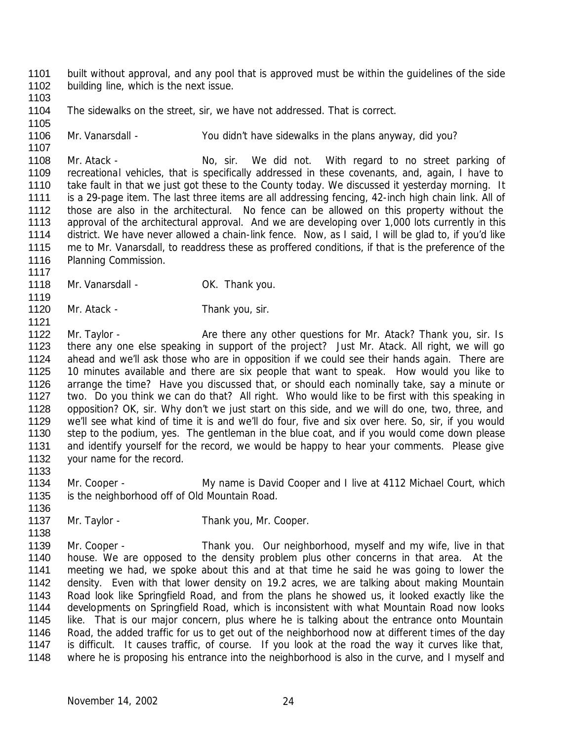built without approval, and any pool that is approved must be within the guidelines of the side building line, which is the next issue.

The sidewalks on the street, sir, we have not addressed. That is correct.

Mr. Vanarsdall - You didn't have sidewalks in the plans anyway, did you?

Mr. Atack - No, sir. We did not. With regard to no street parking of recreational vehicles, that is specifically addressed in these covenants, and, again, I have to take fault in that we just got these to the County today. We discussed it yesterday morning. It is a 29-page item. The last three items are all addressing fencing, 42-inch high chain link. All of those are also in the architectural. No fence can be allowed on this property without the approval of the architectural approval. And we are developing over 1,000 lots currently in this district. We have never allowed a chain-link fence. Now, as I said, I will be glad to, if you'd like me to Mr. Vanarsdall, to readdress these as proffered conditions, if that is the preference of the Planning Commission.

Mr. Vanarsdall - OK. Thank you.

Mr. Atack - Thank you, sir.

Mr. Taylor - Are there any other questions for Mr. Atack? Thank you, sir. Is there any one else speaking in support of the project? Just Mr. Atack. All right, we will go ahead and we'll ask those who are in opposition if we could see their hands again. There are 10 minutes available and there are six people that want to speak. How would you like to arrange the time? Have you discussed that, or should each nominally take, say a minute or two. Do you think we can do that? All right. Who would like to be first with this speaking in opposition? OK, sir. Why don't we just start on this side, and we will do one, two, three, and we'll see what kind of time it is and we'll do four, five and six over here. So, sir, if you would step to the podium, yes. The gentleman in the blue coat, and if you would come down please and identify yourself for the record, we would be happy to hear your comments. Please give your name for the record.

Mr. Cooper - My name is David Cooper and I live at 4112 Michael Court, which is the neighborhood off of Old Mountain Road.

Mr. Taylor - Thank you, Mr. Cooper.

Mr. Cooper - Thank you. Our neighborhood, myself and my wife, live in that house. We are opposed to the density problem plus other concerns in that area. At the meeting we had, we spoke about this and at that time he said he was going to lower the density. Even with that lower density on 19.2 acres, we are talking about making Mountain Road look like Springfield Road, and from the plans he showed us, it looked exactly like the developments on Springfield Road, which is inconsistent with what Mountain Road now looks like. That is our major concern, plus where he is talking about the entrance onto Mountain Road, the added traffic for us to get out of the neighborhood now at different times of the day is difficult. It causes traffic, of course. If you look at the road the way it curves like that, where he is proposing his entrance into the neighborhood is also in the curve, and I myself and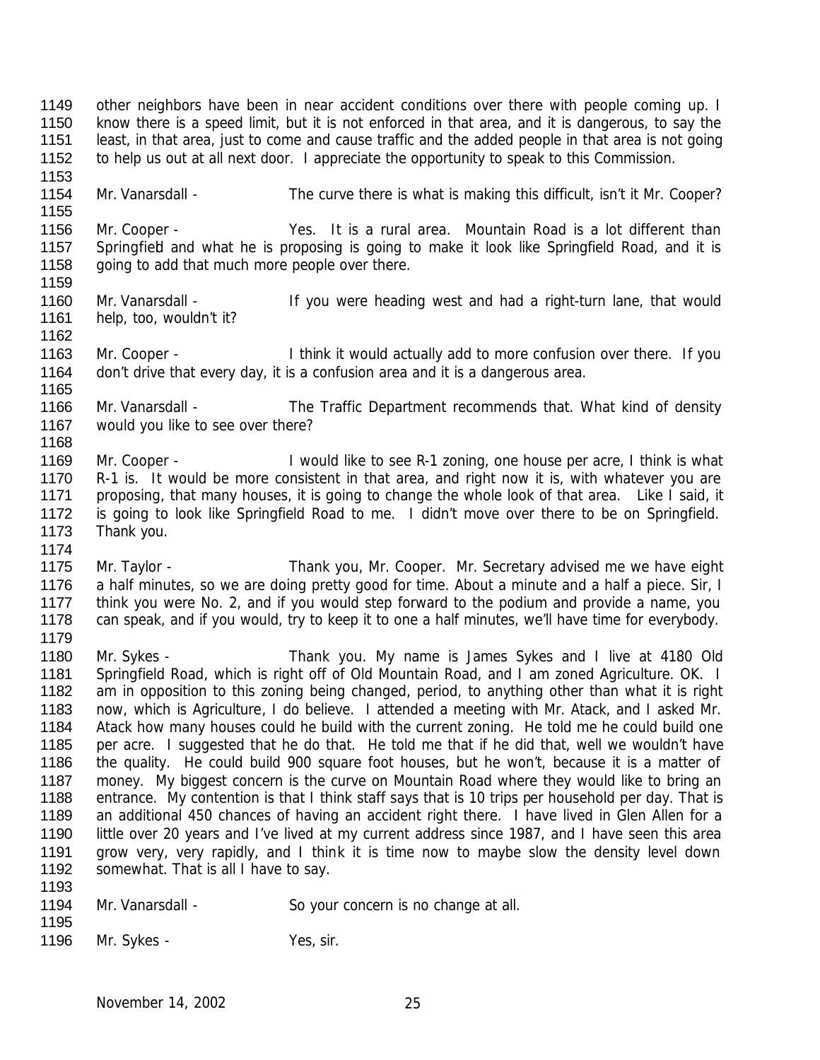other neighbors have been in near accident conditions over there with people coming up. I know there is a speed limit, but it is not enforced in that area, and it is dangerous, to say the least, in that area, just to come and cause traffic and the added people in that area is not going to help us out at all next door. I appreciate the opportunity to speak to this Commission.

Mr. Vanarsdall - The curve there is what is making this difficult, isn't it Mr. Cooper?

Mr. Cooper - Yes. It is a rural area. Mountain Road is a lot different than Springfield and what he is proposing is going to make it look like Springfield Road, and it is going to add that much more people over there.

Mr. Vanarsdall - If you were heading west and had a right-turn lane, that would help, too, wouldn't it?

Mr. Cooper - I think it would actually add to more confusion over there. If you don't drive that every day, it is a confusion area and it is a dangerous area.

Mr. Vanarsdall - The Traffic Department recommends that. What kind of density would you like to see over there?

Mr. Cooper - I would like to see R-1 zoning, one house per acre, I think is what R-1 is. It would be more consistent in that area, and right now it is, with whatever you are proposing, that many houses, it is going to change the whole look of that area. Like I said, it is going to look like Springfield Road to me. I didn't move over there to be on Springfield. Thank you.

Mr. Taylor - Thank you, Mr. Cooper. Mr. Secretary advised me we have eight a half minutes, so we are doing pretty good for time. About a minute and a half a piece. Sir, I think you were No. 2, and if you would step forward to the podium and provide a name, you can speak, and if you would, try to keep it to one a half minutes, we'll have time for everybody.

Mr. Sykes - Thank you. My name is James Sykes and I live at 4180 Old Springfield Road, which is right off of Old Mountain Road, and I am zoned Agriculture. OK. I am in opposition to this zoning being changed, period, to anything other than what it is right now, which is Agriculture, I do believe. I attended a meeting with Mr. Atack, and I asked Mr. Atack how many houses could he build with the current zoning. He told me he could build one per acre. I suggested that he do that. He told me that if he did that, well we wouldn't have the quality. He could build 900 square foot houses, but he won't, because it is a matter of money. My biggest concern is the curve on Mountain Road where they would like to bring an entrance. My contention is that I think staff says that is 10 trips per household per day. That is an additional 450 chances of having an accident right there. I have lived in Glen Allen for a little over 20 years and I've lived at my current address since 1987, and I have seen this area grow very, very rapidly, and I think it is time now to maybe slow the density level down somewhat. That is all I have to say.

Mr. Vanarsdall - So your concern is no change at all.

Mr. Sykes - Yes, sir.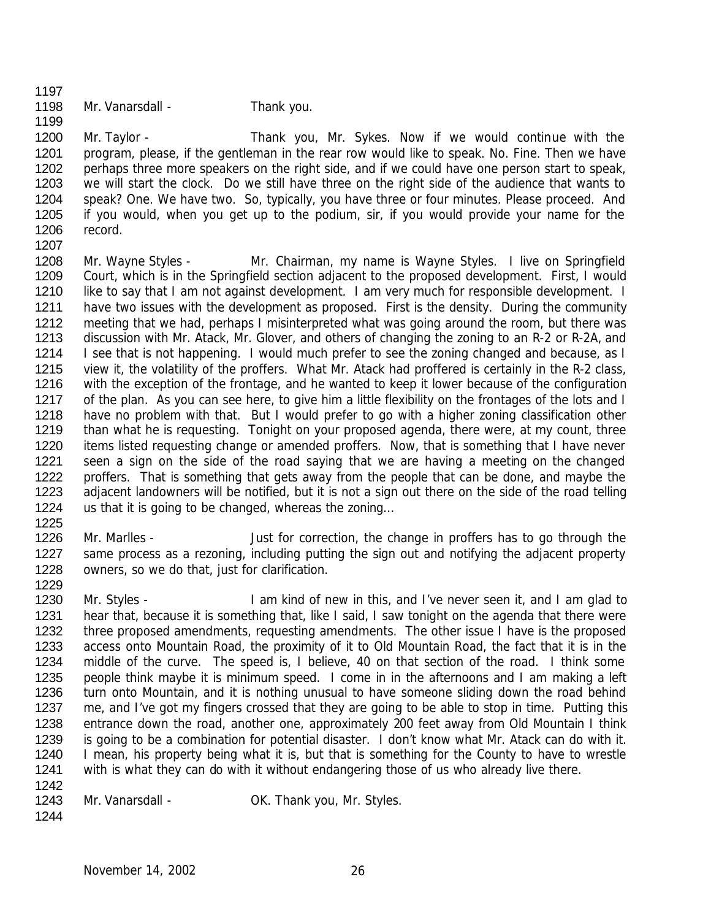Mr. Vanarsdall - Thank you.

Mr. Taylor - Thank you, Mr. Sykes. Now if we would continue with the program, please, if the gentleman in the rear row would like to speak. No. Fine. Then we have perhaps three more speakers on the right side, and if we could have one person start to speak, we will start the clock. Do we still have three on the right side of the audience that wants to speak? One. We have two. So, typically, you have three or four minutes. Please proceed. And if you would, when you get up to the podium, sir, if you would provide your name for the record.

Mr. Wayne Styles - Mr. Chairman, my name is Wayne Styles. I live on Springfield Court, which is in the Springfield section adjacent to the proposed development. First, I would like to say that I am not against development. I am very much for responsible development. I have two issues with the development as proposed. First is the density. During the community meeting that we had, perhaps I misinterpreted what was going around the room, but there was discussion with Mr. Atack, Mr. Glover, and others of changing the zoning to an R-2 or R-2A, and I see that is not happening. I would much prefer to see the zoning changed and because, as I view it, the volatility of the proffers. What Mr. Atack had proffered is certainly in the R-2 class, with the exception of the frontage, and he wanted to keep it lower because of the configuration of the plan. As you can see here, to give him a little flexibility on the frontages of the lots and I have no problem with that. But I would prefer to go with a higher zoning classification other than what he is requesting. Tonight on your proposed agenda, there were, at my count, three items listed requesting change or amended proffers. Now, that is something that I have never seen a sign on the side of the road saying that we are having a meeting on the changed proffers. That is something that gets away from the people that can be done, and maybe the adjacent landowners will be notified, but it is not a sign out there on the side of the road telling us that it is going to be changed, whereas the zoning…

Mr. Marlles - Just for correction, the change in proffers has to go through the same process as a rezoning, including putting the sign out and notifying the adjacent property owners, so we do that, just for clarification.

Mr. Styles - I am kind of new in this, and I've never seen it, and I am glad to hear that, because it is something that, like I said, I saw tonight on the agenda that there were three proposed amendments, requesting amendments. The other issue I have is the proposed access onto Mountain Road, the proximity of it to Old Mountain Road, the fact that it is in the middle of the curve. The speed is, I believe, 40 on that section of the road. I think some people think maybe it is minimum speed. I come in in the afternoons and I am making a left turn onto Mountain, and it is nothing unusual to have someone sliding down the road behind me, and I've got my fingers crossed that they are going to be able to stop in time. Putting this entrance down the road, another one, approximately 200 feet away from Old Mountain I think is going to be a combination for potential disaster. I don't know what Mr. Atack can do with it. I mean, his property being what it is, but that is something for the County to have to wrestle with is what they can do with it without endangering those of us who already live there.

Mr. Vanarsdall - OK. Thank you, Mr. Styles.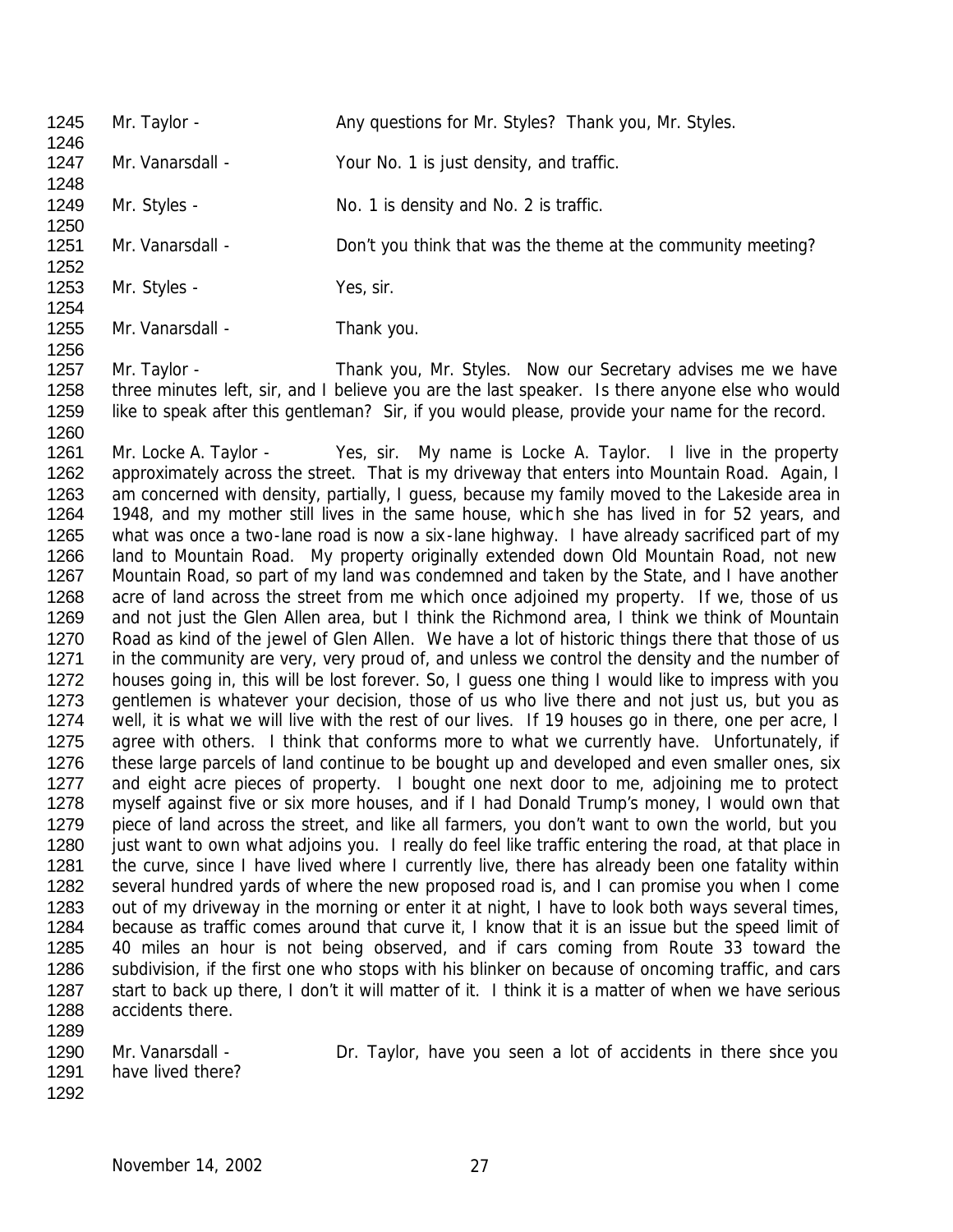Mr. Taylor - Any questions for Mr. Styles? Thank you, Mr. Styles.

Mr. Vanarsdall - Your No. 1 is just density, and traffic.

Mr. Styles - No. 1 is density and No. 2 is traffic.

Mr. Vanarsdall - Don't you think that was the theme at the community meeting?

Mr. Styles - Yes, sir.

Mr. Vanarsdall - Thank you.

Mr. Taylor - Thank you, Mr. Styles. Now our Secretary advises me we have three minutes left, sir, and I believe you are the last speaker. Is there anyone else who would like to speak after this gentleman? Sir, if you would please, provide your name for the record.

Mr. Locke A. Taylor - Yes, sir. My name is Locke A. Taylor. I live in the property approximately across the street. That is my driveway that enters into Mountain Road. Again, I am concerned with density, partially, I guess, because my family moved to the Lakeside area in 1948, and my mother still lives in the same house, which she has lived in for 52 years, and what was once a two-lane road is now a six-lane highway. I have already sacrificed part of my land to Mountain Road. My property originally extended down Old Mountain Road, not new Mountain Road, so part of my land was condemned and taken by the State, and I have another acre of land across the street from me which once adjoined my property. If we, those of us and not just the Glen Allen area, but I think the Richmond area, I think we think of Mountain Road as kind of the jewel of Glen Allen. We have a lot of historic things there that those of us in the community are very, very proud of, and unless we control the density and the number of houses going in, this will be lost forever. So, I guess one thing I would like to impress with you gentlemen is whatever your decision, those of us who live there and not just us, but you as well, it is what we will live with the rest of our lives. If 19 houses go in there, one per acre, I agree with others. I think that conforms more to what we currently have. Unfortunately, if these large parcels of land continue to be bought up and developed and even smaller ones, six and eight acre pieces of property. I bought one next door to me, adjoining me to protect myself against five or six more houses, and if I had Donald Trump's money, I would own that piece of land across the street, and like all farmers, you don't want to own the world, but you just want to own what adjoins you. I really do feel like traffic entering the road, at that place in the curve, since I have lived where I currently live, there has already been one fatality within several hundred yards of where the new proposed road is, and I can promise you when I come out of my driveway in the morning or enter it at night, I have to look both ways several times, because as traffic comes around that curve it, I know that it is an issue but the speed limit of 40 miles an hour is not being observed, and if cars coming from Route 33 toward the subdivision, if the first one who stops with his blinker on because of oncoming traffic, and cars start to back up there, I don't it will matter of it. I think it is a matter of when we have serious accidents there.

Mr. Vanarsdall - Dr. Taylor, have you seen a lot of accidents in there since you have lived there?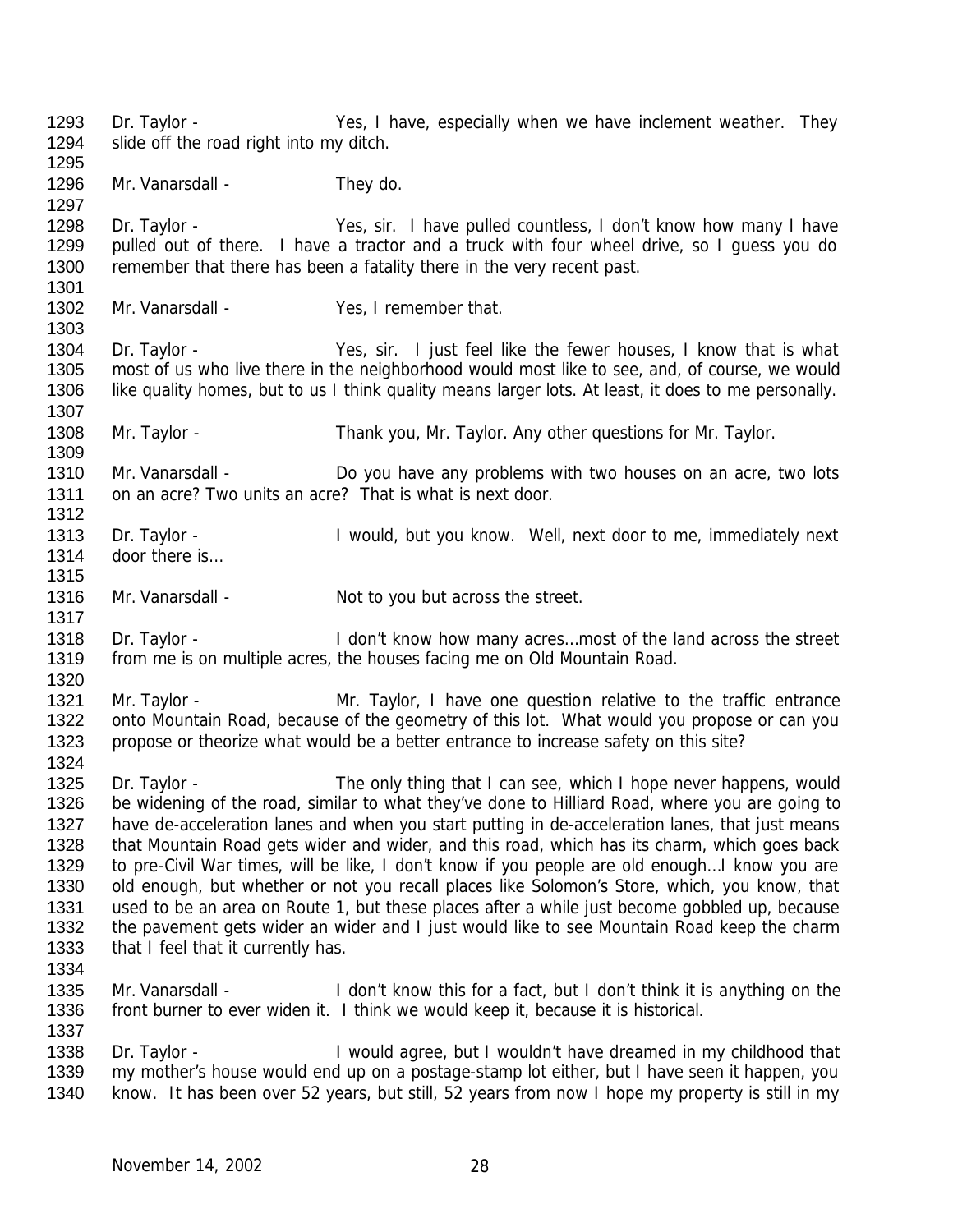Dr. Taylor - Yes, I have, especially when we have inclement weather. They slide off the road right into my ditch.

Mr. Vanarsdall - They do.

Dr. Taylor - Yes, sir. I have pulled countless, I don't know how many I have pulled out of there. I have a tractor and a truck with four wheel drive, so I guess you do remember that there has been a fatality there in the very recent past.

Mr. Vanarsdall - Yes, I remember that.

Dr. Taylor - Yes, sir. I just feel like the fewer houses, I know that is what most of us who live there in the neighborhood would most like to see, and, of course, we would like quality homes, but to us I think quality means larger lots. At least, it does to me personally.

Mr. Taylor - Thank you, Mr. Taylor. Any other questions for Mr. Taylor.

Mr. Vanarsdall - Do you have any problems with two houses on an acre, two lots on an acre? Two units an acre? That is what is next door.

Dr. Taylor - I would, but you know. Well, next door to me, immediately next door there is…

Mr. Vanarsdall - Not to you but across the street.

Dr. Taylor - I don't know how many acres…most of the land across the street from me is on multiple acres, the houses facing me on Old Mountain Road.

Mr. Taylor - Mr. Taylor, I have one question relative to the traffic entrance onto Mountain Road, because of the geometry of this lot. What would you propose or can you propose or theorize what would be a better entrance to increase safety on this site?

Dr. Taylor - The only thing that I can see, which I hope never happens, would be widening of the road, similar to what they've done to Hilliard Road, where you are going to have de-acceleration lanes and when you start putting in de-acceleration lanes, that just means that Mountain Road gets wider and wider, and this road, which has its charm, which goes back to pre-Civil War times, will be like, I don't know if you people are old enough…I know you are old enough, but whether or not you recall places like Solomon's Store, which, you know, that used to be an area on Route 1, but these places after a while just become gobbled up, because the pavement gets wider an wider and I just would like to see Mountain Road keep the charm that I feel that it currently has.

Mr. Vanarsdall - I don't know this for a fact, but I don't think it is anything on the front burner to ever widen it. I think we would keep it, because it is historical.

Dr. Taylor - I would agree, but I wouldn't have dreamed in my childhood that my mother's house would end up on a postage-stamp lot either, but I have seen it happen, you know. It has been over 52 years, but still, 52 years from now I hope my property is still in my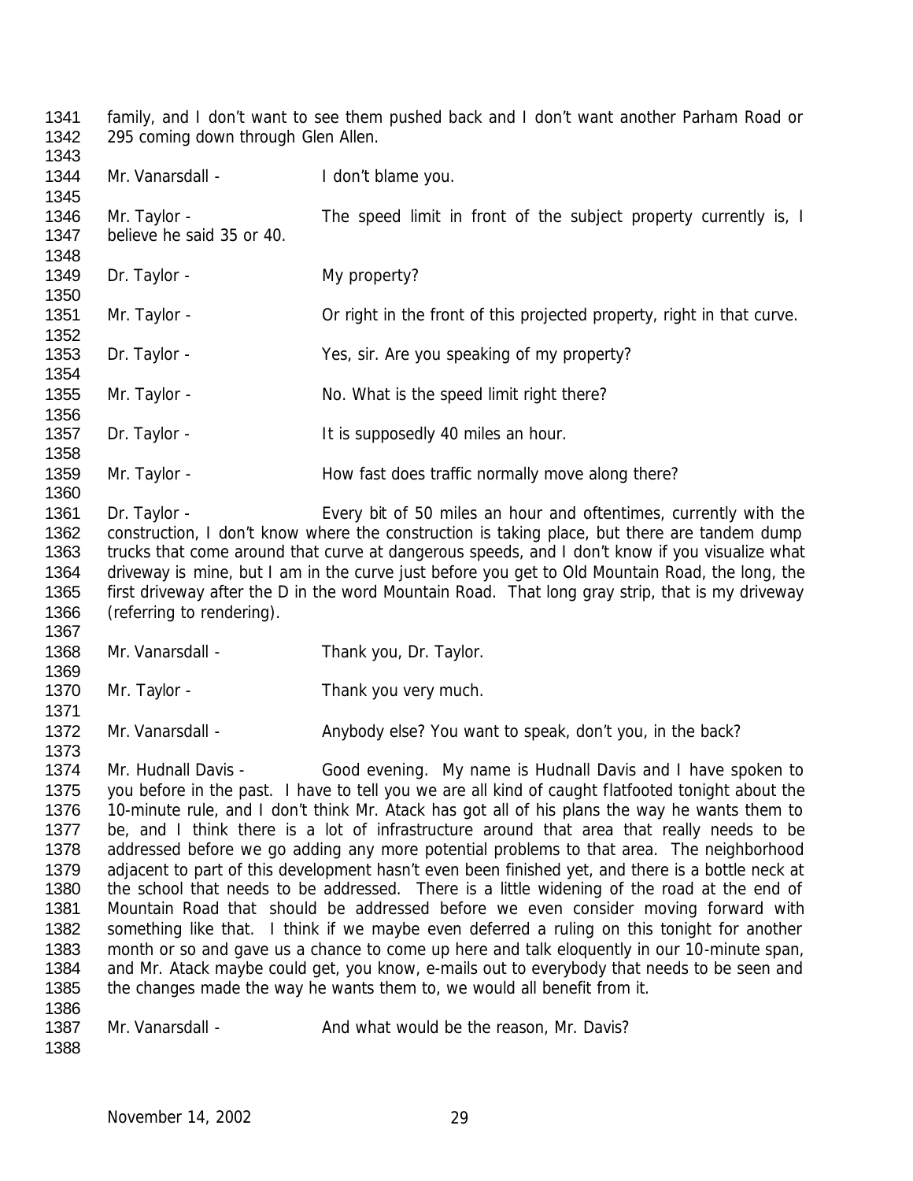family, and I don't want to see them pushed back and I don't want another Parham Road or 295 coming down through Glen Allen.

Mr. Vanarsdall - I don't blame you.

Mr. Taylor - The speed limit in front of the subject property currently is, I believe he said 35 or 40.

Dr. Taylor - My property?

Mr. Taylor - Or right in the front of this projected property, right in that curve.

Dr. Taylor - Yes, sir. Are you speaking of my property?

Mr. Taylor - No. What is the speed limit right there?

Dr. Taylor - It is supposedly 40 miles an hour.

Mr. Taylor - How fast does traffic normally move along there?

Dr. Taylor - Every bit of 50 miles an hour and oftentimes, currently with the construction, I don't know where the construction is taking place, but there are tandem dump trucks that come around that curve at dangerous speeds, and I don't know if you visualize what driveway is mine, but I am in the curve just before you get to Old Mountain Road, the long, the first driveway after the D in the word Mountain Road. That long gray strip, that is my driveway (referring to rendering).

Mr. Vanarsdall - Thank you, Dr. Taylor.

Mr. Taylor - Thank you very much.

Mr. Vanarsdall - Anybody else? You want to speak, don't you, in the back?

Mr. Hudnall Davis - Good evening. My name is Hudnall Davis and I have spoken to you before in the past. I have to tell you we are all kind of caught flatfooted tonight about the 10-minute rule, and I don't think Mr. Atack has got all of his plans the way he wants them to be, and I think there is a lot of infrastructure around that area that really needs to be addressed before we go adding any more potential problems to that area. The neighborhood adjacent to part of this development hasn't even been finished yet, and there is a bottle neck at the school that needs to be addressed. There is a little widening of the road at the end of Mountain Road that should be addressed before we even consider moving forward with something like that. I think if we maybe even deferred a ruling on this tonight for another month or so and gave us a chance to come up here and talk eloquently in our 10-minute span, and Mr. Atack maybe could get, you know, e-mails out to everybody that needs to be seen and the changes made the way he wants them to, we would all benefit from it.

Mr. Vanarsdall - And what would be the reason, Mr. Davis?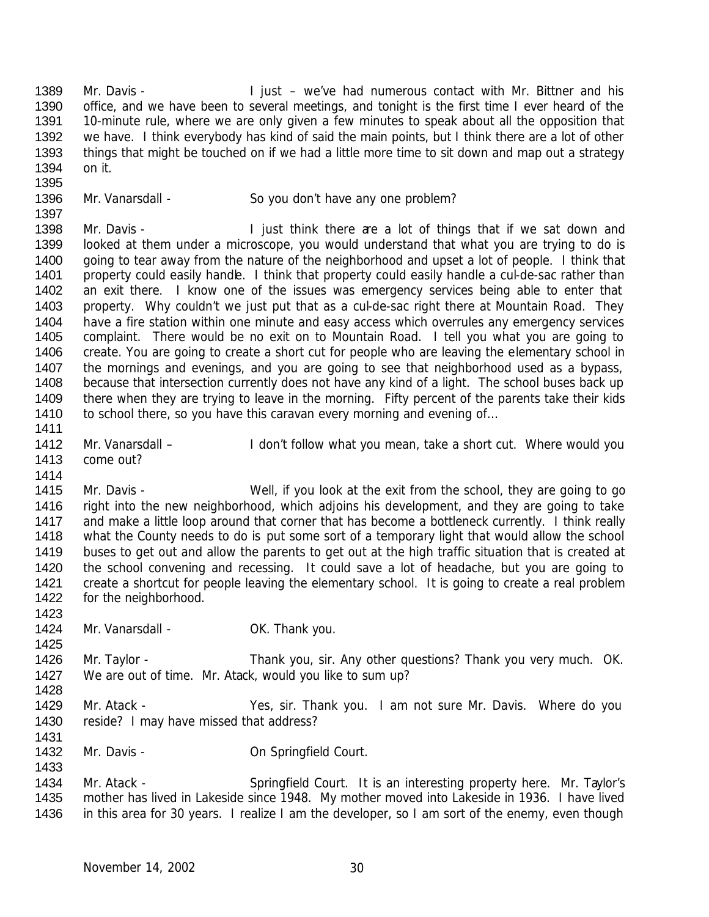Mr. Davis - I just – we've had numerous contact with Mr. Bittner and his office, and we have been to several meetings, and tonight is the first time I ever heard of the 10-minute rule, where we are only given a few minutes to speak about all the opposition that we have. I think everybody has kind of said the main points, but I think there are a lot of other things that might be touched on if we had a little more time to sit down and map out a strategy on it.

Mr. Vanarsdall - So you don't have any one problem?

Mr. Davis - I just think there are a lot of things that if we sat down and looked at them under a microscope, you would understand that what you are trying to do is going to tear away from the nature of the neighborhood and upset a lot of people. I think that property could easily handle. I think that property could easily handle a cul-de-sac rather than an exit there. I know one of the issues was emergency services being able to enter that property. Why couldn't we just put that as a cul-de-sac right there at Mountain Road. They have a fire station within one minute and easy access which overrules any emergency services complaint. There would be no exit on to Mountain Road. I tell you what you are going to create. You are going to create a short cut for people who are leaving the elementary school in the mornings and evenings, and you are going to see that neighborhood used as a bypass, because that intersection currently does not have any kind of a light. The school buses back up there when they are trying to leave in the morning. Fifty percent of the parents take their kids to school there, so you have this caravan every morning and evening of…

Mr. Vanarsdall – I don't follow what you mean, take a short cut. Where would you come out?

Mr. Davis - Well, if you look at the exit from the school, they are going to go right into the new neighborhood, which adjoins his development, and they are going to take and make a little loop around that corner that has become a bottleneck currently. I think really what the County needs to do is put some sort of a temporary light that would allow the school buses to get out and allow the parents to get out at the high traffic situation that is created at the school convening and recessing. It could save a lot of headache, but you are going to create a shortcut for people leaving the elementary school. It is going to create a real problem for the neighborhood.

Mr. Vanarsdall - OK. Thank you.

Mr. Taylor - Thank you, sir. Any other questions? Thank you very much. OK. We are out of time. Mr. Atack, would you like to sum up?

Mr. Atack - Yes, sir. Thank you. I am not sure Mr. Davis. Where do you reside? I may have missed that address?

Mr. Davis - On Springfield Court.

Mr. Atack - Springfield Court. It is an interesting property here. Mr. Taylor's mother has lived in Lakeside since 1948. My mother moved into Lakeside in 1936. I have lived in this area for 30 years. I realize I am the developer, so I am sort of the enemy, even though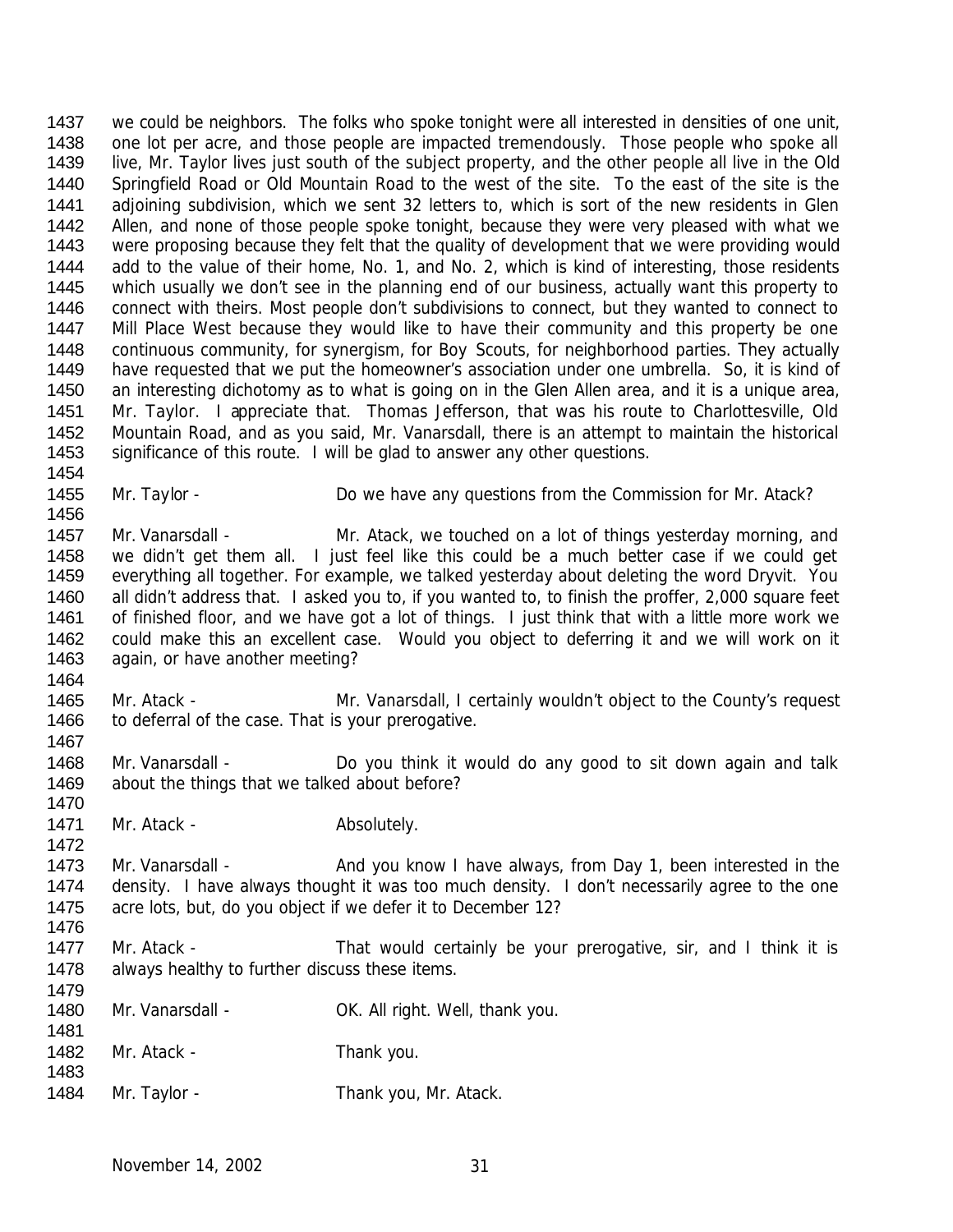we could be neighbors. The folks who spoke tonight were all interested in densities of one unit, one lot per acre, and those people are impacted tremendously. Those people who spoke all live, Mr. Taylor lives just south of the subject property, and the other people all live in the Old Springfield Road or Old Mountain Road to the west of the site. To the east of the site is the adjoining subdivision, which we sent 32 letters to, which is sort of the new residents in Glen Allen, and none of those people spoke tonight, because they were very pleased with what we were proposing because they felt that the quality of development that we were providing would add to the value of their home, No. 1, and No. 2, which is kind of interesting, those residents which usually we don't see in the planning end of our business, actually want this property to connect with theirs. Most people don't subdivisions to connect, but they wanted to connect to Mill Place West because they would like to have their community and this property be one continuous community, for synergism, for Boy Scouts, for neighborhood parties. They actually have requested that we put the homeowner's association under one umbrella. So, it is kind of an interesting dichotomy as to what is going on in the Glen Allen area, and it is a unique area, Mr. Taylor. I appreciate that. Thomas Jefferson, that was his route to Charlottesville, Old Mountain Road, and as you said, Mr. Vanarsdall, there is an attempt to maintain the historical significance of this route. I will be glad to answer any other questions.

Mr. Taylor - Do we have any questions from the Commission for Mr. Atack?

Mr. Vanarsdall - Mr. Atack, we touched on a lot of things yesterday morning, and we didn't get them all. I just feel like this could be a much better case if we could get everything all together. For example, we talked yesterday about deleting the word Dryvit. You all didn't address that. I asked you to, if you wanted to, to finish the proffer, 2,000 square feet of finished floor, and we have got a lot of things. I just think that with a little more work we could make this an excellent case. Would you object to deferring it and we will work on it again, or have another meeting?

Mr. Atack - Mr. Vanarsdall, I certainly wouldn't object to the County's request to deferral of the case. That is your prerogative.

Mr. Vanarsdall - Do you think it would do any good to sit down again and talk about the things that we talked about before?

Mr. Atack - Absolutely.

Mr. Vanarsdall - And you know I have always, from Day 1, been interested in the density. I have always thought it was too much density. I don't necessarily agree to the one acre lots, but, do you object if we defer it to December 12?

Mr. Atack - That would certainly be your prerogative, sir, and I think it is always healthy to further discuss these items.

Mr. Vanarsdall - OK. All right. Well, thank you.

Mr. Atack - Thank you.

Mr. Taylor - Thank you, Mr. Atack.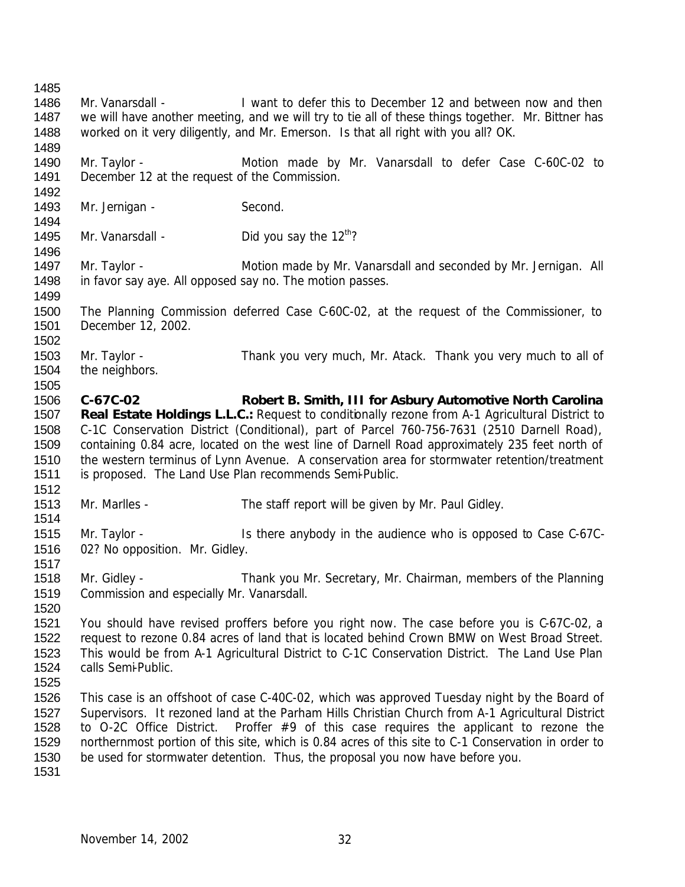Mr. Vanarsdall - I want to defer this to December 12 and between now and then we will have another meeting, and we will try to tie all of these things together. Mr. Bittner has worked on it very diligently, and Mr. Emerson. Is that all right with you all? OK.

Mr. Taylor - Motion made by Mr. Vanarsdall to defer Case C-60C-02 to December 12 at the request of the Commission.

Mr. Jernigan - Second.

Mr. Vanarsdall - Did you say the 12th?

Mr. Taylor - Motion made by Mr. Vanarsdall and seconded by Mr. Jernigan. All in favor say aye. All opposed say no. The motion passes.

The Planning Commission deferred Case C-60C-02, at the request of the Commissioner, to December 12, 2002.

Mr. Taylor - Thank you very much, Mr. Atack. Thank you very much to all of the neighbors.

**C-67C-02 Robert B. Smith, III for Asbury Automotive North Carolina Real Estate Holdings L.L.C.:** Request to conditionally rezone from A-1 Agricultural District to C-1C Conservation District (Conditional), part of Parcel 760-756-7631 (2510 Darnell Road), containing 0.84 acre, located on the west line of Darnell Road approximately 235 feet north of the western terminus of Lynn Avenue. A conservation area for stormwater retention/treatment is proposed. The Land Use Plan recommends Semi-Public.

Mr. Marlles - The staff report will be given by Mr. Paul Gidley.

Mr. Taylor - Is there anybody in the audience who is opposed to Case C-67C-02? No opposition. Mr. Gidley.

Mr. Gidley - Thank you Mr. Secretary, Mr. Chairman, members of the Planning Commission and especially Mr. Vanarsdall.

You should have revised proffers before you right now. The case before you is C-67C-02, a request to rezone 0.84 acres of land that is located behind Crown BMW on West Broad Street. This would be from A-1 Agricultural District to C-1C Conservation District. The Land Use Plan calls Semi-Public.

This case is an offshoot of case C-40C-02, which was approved Tuesday night by the Board of Supervisors. It rezoned land at the Parham Hills Christian Church from A-1 Agricultural District to O-2C Office District. Proffer #9 of this case requires the applicant to rezone the northernmost portion of this site, which is 0.84 acres of this site to C-1 Conservation in order to be used for stormwater detention. Thus, the proposal you now have before you.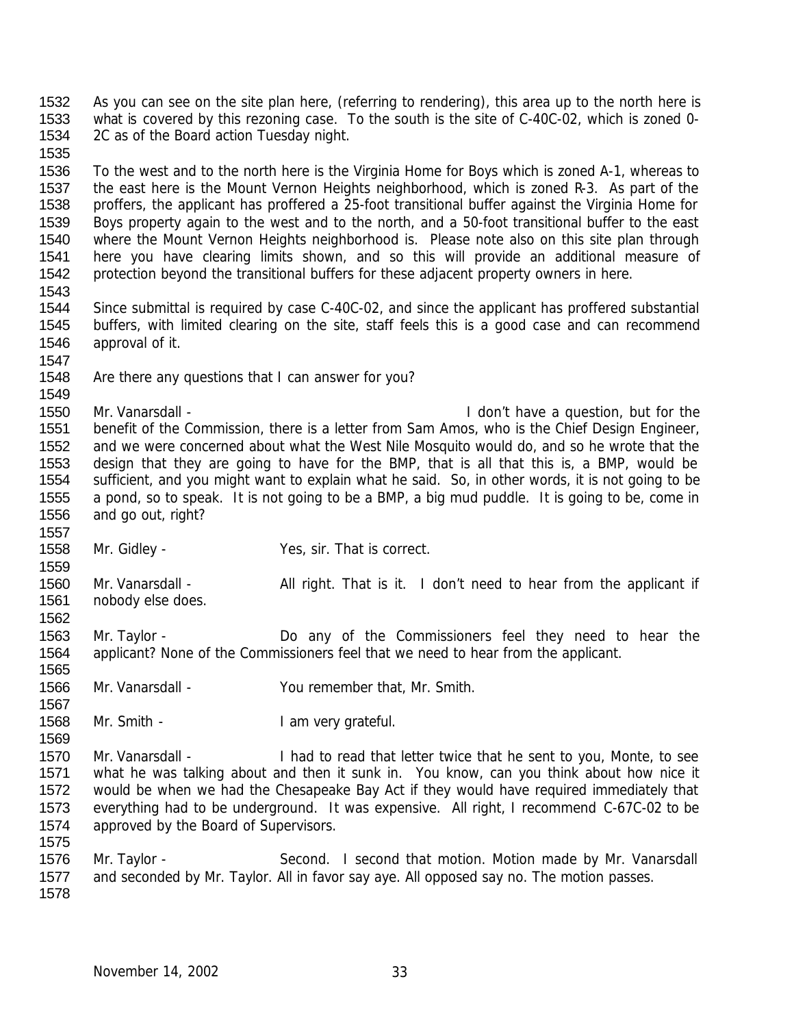As you can see on the site plan here, (referring to rendering), this area up to the north here is what is covered by this rezoning case. To the south is the site of C-40C-02, which is zoned 0-2C as of the Board action Tuesday night.

To the west and to the north here is the Virginia Home for Boys which is zoned A-1, whereas to the east here is the Mount Vernon Heights neighborhood, which is zoned R-3. As part of the proffers, the applicant has proffered a 25-foot transitional buffer against the Virginia Home for Boys property again to the west and to the north, and a 50-foot transitional buffer to the east where the Mount Vernon Heights neighborhood is. Please note also on this site plan through here you have clearing limits shown, and so this will provide an additional measure of protection beyond the transitional buffers for these adjacent property owners in here.

Since submittal is required by case C-40C-02, and since the applicant has proffered substantial buffers, with limited clearing on the site, staff feels this is a good case and can recommend approval of it.

Are there any questions that I can answer for you?

Mr. Vanarsdall - I don't have a question, but for the benefit of the Commission, there is a letter from Sam Amos, who is the Chief Design Engineer, and we were concerned about what the West Nile Mosquito would do, and so he wrote that the design that they are going to have for the BMP, that is all that this is, a BMP, would be sufficient, and you might want to explain what he said. So, in other words, it is not going to be a pond, so to speak. It is not going to be a BMP, a big mud puddle. It is going to be, come in and go out, right?

Mr. Gidley - Yes, sir. That is correct.

Mr. Vanarsdall - All right. That is it. I don't need to hear from the applicant if nobody else does.

Mr. Taylor - Do any of the Commissioners feel they need to hear the applicant? None of the Commissioners feel that we need to hear from the applicant.

Mr. Vanarsdall - You remember that, Mr. Smith.

Mr. Smith - I am very grateful.

Mr. Vanarsdall - I had to read that letter twice that he sent to you, Monte, to see what he was talking about and then it sunk in. You know, can you think about how nice it would be when we had the Chesapeake Bay Act if they would have required immediately that everything had to be underground. It was expensive. All right, I recommend C-67C-02 to be approved by the Board of Supervisors.

Mr. Taylor - Second. I second that motion. Motion made by Mr. Vanarsdall and seconded by Mr. Taylor. All in favor say aye. All opposed say no. The motion passes.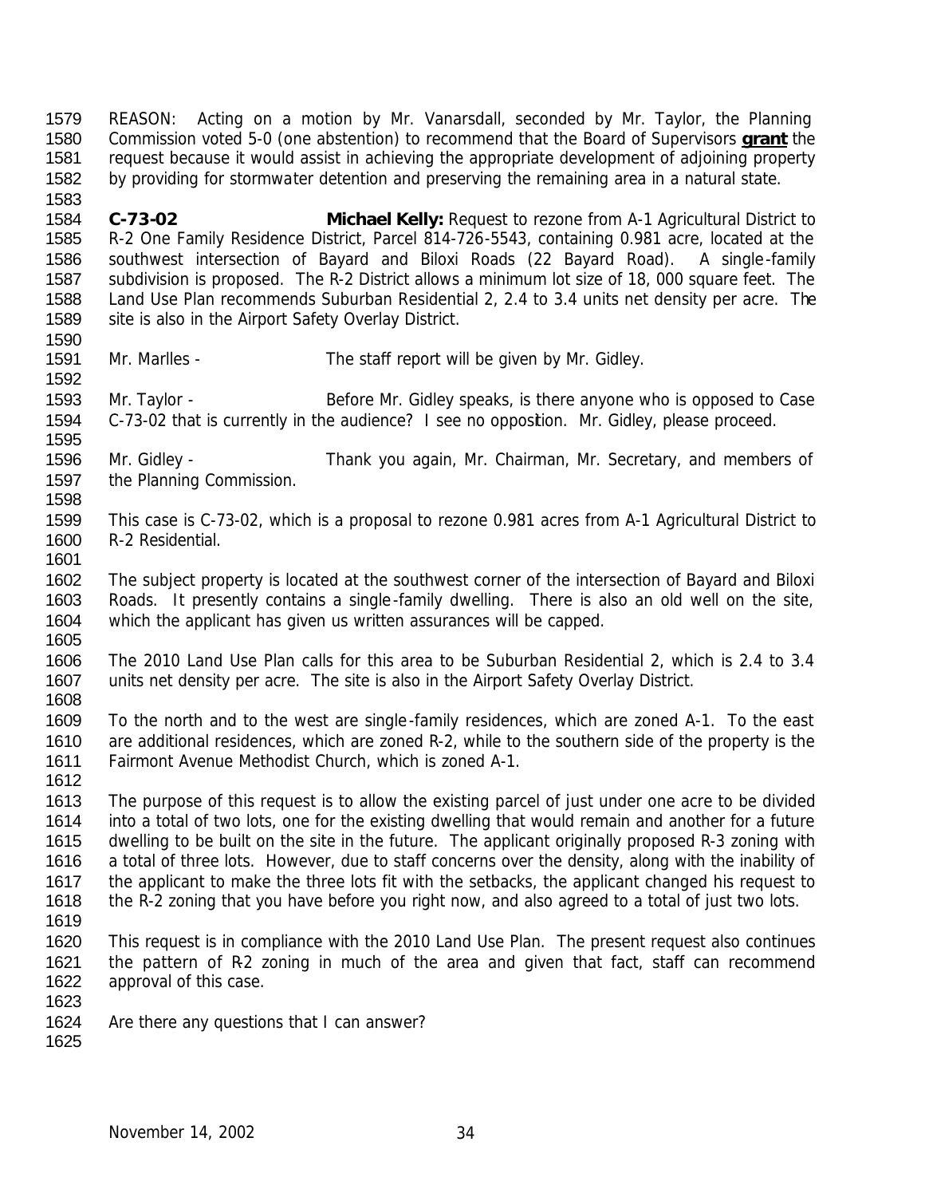REASON: Acting on a motion by Mr. Vanarsdall, seconded by Mr. Taylor, the Planning Commission voted 5-0 (one abstention) to recommend that the Board of Supervisors **grant** the request because it would assist in achieving the appropriate development of adjoining property by providing for stormwater detention and preserving the remaining area in a natural state.

**C-73-02** **Michael Kelly:** Request to rezone from A-1 Agricultural District to R-2 One Family Residence District, Parcel 814-726-5543, containing 0.981 acre, located at the southwest intersection of Bayard and Biloxi Roads (22 Bayard Road). A single-family subdivision is proposed. The R-2 District allows a minimum lot size of 18, 000 square feet. The Land Use Plan recommends Suburban Residential 2, 2.4 to 3.4 units net density per acre. The site is also in the Airport Safety Overlay District.

Mr. Marlles - The staff report will be given by Mr. Gidley.

Mr. Taylor - Before Mr. Gidley speaks, is there anyone who is opposed to Case C-73-02 that is currently in the audience? I see no opposition. Mr. Gidley, please proceed.

Mr. Gidley - Thank you again, Mr. Chairman, Mr. Secretary, and members of the Planning Commission.

This case is C-73-02, which is a proposal to rezone 0.981 acres from A-1 Agricultural District to R-2 Residential.

The subject property is located at the southwest corner of the intersection of Bayard and Biloxi Roads. It presently contains a single-family dwelling. There is also an old well on the site, which the applicant has given us written assurances will be capped.

The 2010 Land Use Plan calls for this area to be Suburban Residential 2, which is 2.4 to 3.4 units net density per acre. The site is also in the Airport Safety Overlay District.

To the north and to the west are single-family residences, which are zoned A-1. To the east are additional residences, which are zoned R-2, while to the southern side of the property is the Fairmont Avenue Methodist Church, which is zoned A-1.

The purpose of this request is to allow the existing parcel of just under one acre to be divided into a total of two lots, one for the existing dwelling that would remain and another for a future dwelling to be built on the site in the future. The applicant originally proposed R-3 zoning with a total of three lots. However, due to staff concerns over the density, along with the inability of the applicant to make the three lots fit with the setbacks, the applicant changed his request to the R-2 zoning that you have before you right now, and also agreed to a total of just two lots.

This request is in compliance with the 2010 Land Use Plan. The present request also continues the pattern of R-2 zoning in much of the area and given that fact, staff can recommend approval of this case.

Are there any questions that I can answer?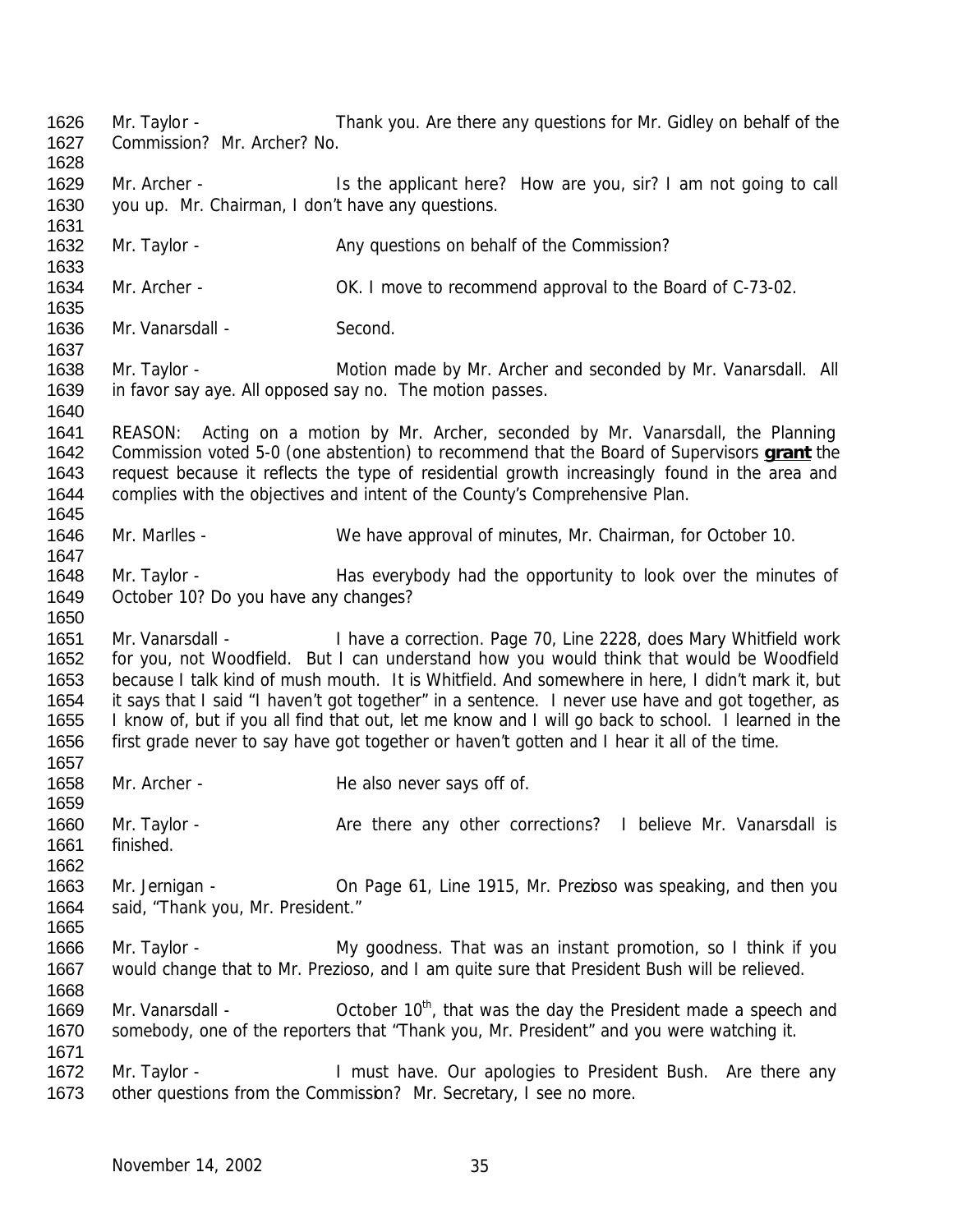Mr. Taylor - Thank you. Are there any questions for Mr. Gidley on behalf of the Commission? Mr. Archer? No.

Mr. Archer - Is the applicant here? How are you, sir? I am not going to call you up. Mr. Chairman, I don't have any questions.

Mr. Taylor - Any questions on behalf of the Commission?

Mr. Archer - OK. I move to recommend approval to the Board of C-73-02.

Mr. Vanarsdall - Second.

Mr. Taylor - Motion made by Mr. Archer and seconded by Mr. Vanarsdall. All in favor say aye. All opposed say no. The motion passes.

REASON: Acting on a motion by Mr. Archer, seconded by Mr. Vanarsdall, the Planning Commission voted 5-0 (one abstention) to recommend that the Board of Supervisors **grant** the request because it reflects the type of residential growth increasingly found in the area and complies with the objectives and intent of the County's Comprehensive Plan.

Mr. Marlles - We have approval of minutes, Mr. Chairman, for October 10.

Mr. Taylor - Has everybody had the opportunity to look over the minutes of October 10? Do you have any changes?

Mr. Vanarsdall - I have a correction. Page 70, Line 2228, does Mary Whitfield work for you, not Woodfield. But I can understand how you would think that would be Woodfield because I talk kind of mush mouth. It is Whitfield. And somewhere in here, I didn't mark it, but it says that I said "I haven't got together" in a sentence. I never use have and got together, as I know of, but if you all find that out, let me know and I will go back to school. I learned in the first grade never to say have got together or haven't gotten and I hear it all of the time.

Mr. Archer - He also never says off of.

Mr. Taylor - Are there any other corrections? I believe Mr. Vanarsdall is finished.

Mr. Jernigan - On Page 61, Line 1915, Mr. Prezioso was speaking, and then you said, "Thank you, Mr. President."

Mr. Taylor - My goodness. That was an instant promotion, so I think if you would change that to Mr. Prezioso, and I am quite sure that President Bush will be relieved.

Mr. Vanarsdall - October 10th, that was the day the President made a speech and somebody, one of the reporters that "Thank you, Mr. President" and you were watching it.

Mr. Taylor - I must have. Our apologies to President Bush. Are there any other questions from the Commission? Mr. Secretary, I see no more.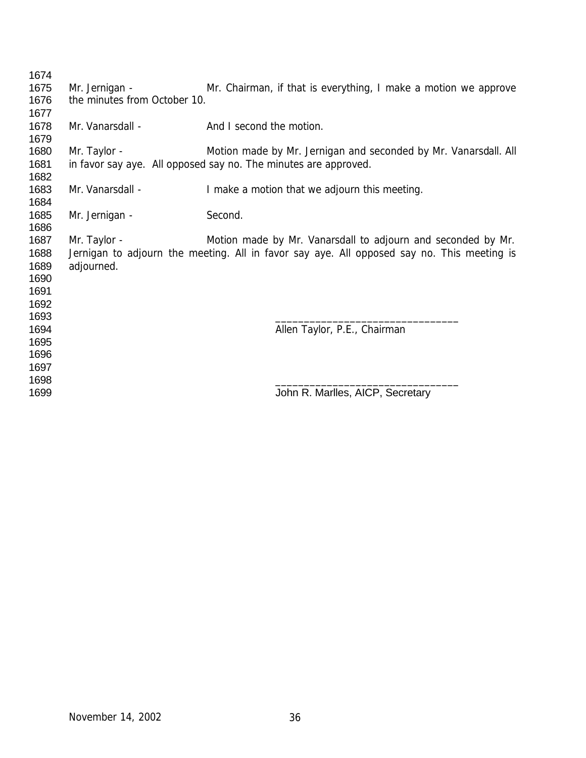Mr. Jernigan - Mr. Chairman, if that is everything, I make a motion we approve the minutes from October 10.

Mr. Vanarsdall - And I second the motion.

Mr. Taylor - Motion made by Mr. Jernigan and seconded by Mr. Vanarsdall. All in favor say aye. All opposed say no. The minutes are approved.

Mr. Vanarsdall - I make a motion that we adjourn this meeting.

Mr. Jernigan - Second.

Mr. Taylor - Motion made by Mr. Vanarsdall to adjourn and seconded by Mr. Jernigan to adjourn the meeting. All in favor say aye. All opposed say no. This meeting is adjourned.

_______________________________
Allen Taylor, P.E., Chairman

_______________________________
John R. Marlles, AICP, Secretary